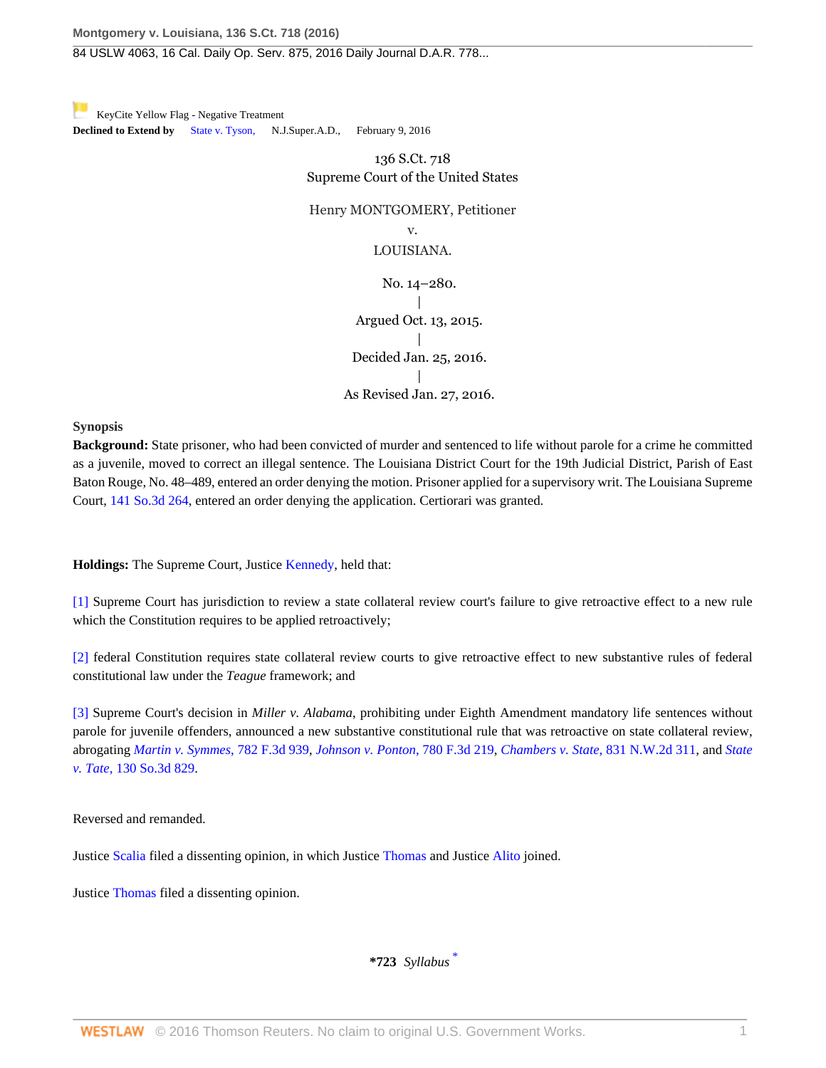KeyCite Yellow Flag - Negative Treatment
**Declined to Extend by** State v. Tyson, N.J.Super.A.D., February 9, 2016

136 S.Ct. 718
Supreme Court of the United States

Henry MONTGOMERY, Petitioner
v.
LOUISIANA.

No. 14–280.
|
Argued Oct. 13, 2015.
|
Decided Jan. 25, 2016.
|
As Revised Jan. 27, 2016.

**Synopsis**

**Background:** State prisoner, who had been convicted of murder and sentenced to life without parole for a crime he committed as a juvenile, moved to correct an illegal sentence. The Louisiana District Court for the 19th Judicial District, Parish of East Baton Rouge, No. 48–489, entered an order denying the motion. Prisoner applied for a supervisory writ. The Louisiana Supreme Court, 141 So.3d 264, entered an order denying the application. Certiorari was granted.

**Holdings:** The Supreme Court, Justice Kennedy, held that:

[1] Supreme Court has jurisdiction to review a state collateral review court's failure to give retroactive effect to a new rule which the Constitution requires to be applied retroactively;

[2] federal Constitution requires state collateral review courts to give retroactive effect to new substantive rules of federal constitutional law under the *Teague* framework; and

[3] Supreme Court's decision in *Miller v. Alabama*, prohibiting under Eighth Amendment mandatory life sentences without parole for juvenile offenders, announced a new substantive constitutional rule that was retroactive on state collateral review, abrogating *Martin v. Symmes,* 782 F.3d 939, *Johnson v. Ponton,* 780 F.3d 219, *Chambers v. State,* 831 N.W.2d 311, and *State v. Tate,* 130 So.3d 829.

Reversed and remanded.

Justice Scalia filed a dissenting opinion, in which Justice Thomas and Justice Alito joined.

Justice Thomas filed a dissenting opinion.

**\*723** *Syllabus* [*]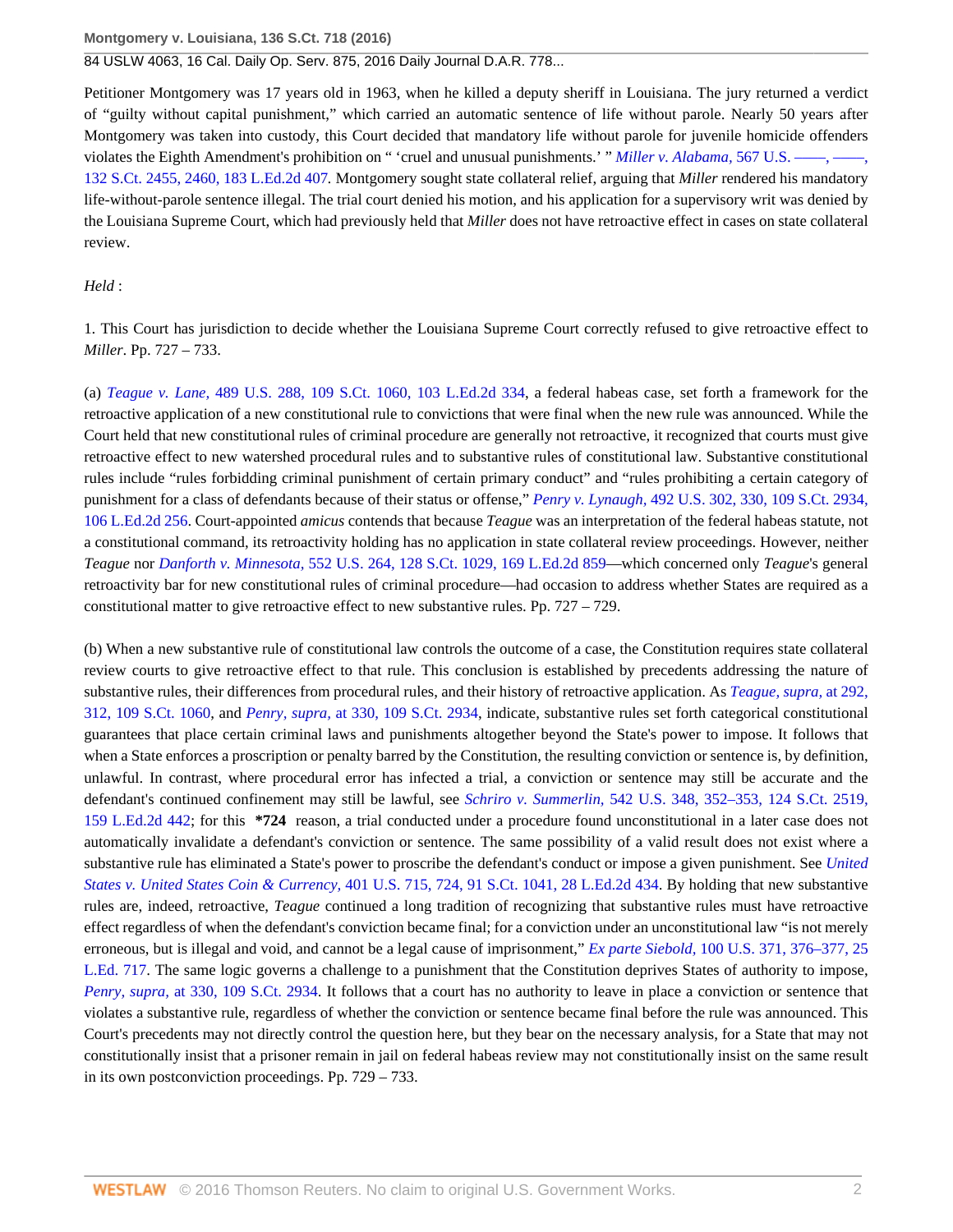Petitioner Montgomery was 17 years old in 1963, when he killed a deputy sheriff in Louisiana. The jury returned a verdict of "guilty without capital punishment," which carried an automatic sentence of life without parole. Nearly 50 years after Montgomery was taken into custody, this Court decided that mandatory life without parole for juvenile homicide offenders violates the Eighth Amendment's prohibition on " 'cruel and unusual punishments.' " *Miller v. Alabama,* 567 U.S. ––––, ––––, 132 S.Ct. 2455, 2460, 183 L.Ed.2d 407. Montgomery sought state collateral relief, arguing that *Miller* rendered his mandatory life-without-parole sentence illegal. The trial court denied his motion, and his application for a supervisory writ was denied by the Louisiana Supreme Court, which had previously held that *Miller* does not have retroactive effect in cases on state collateral review.

*Held* :

1. This Court has jurisdiction to decide whether the Louisiana Supreme Court correctly refused to give retroactive effect to *Miller*. Pp. 727 – 733.

(a) *Teague v. Lane,* 489 U.S. 288, 109 S.Ct. 1060, 103 L.Ed.2d 334, a federal habeas case, set forth a framework for the retroactive application of a new constitutional rule to convictions that were final when the new rule was announced. While the Court held that new constitutional rules of criminal procedure are generally not retroactive, it recognized that courts must give retroactive effect to new watershed procedural rules and to substantive rules of constitutional law. Substantive constitutional rules include "rules forbidding criminal punishment of certain primary conduct" and "rules prohibiting a certain category of punishment for a class of defendants because of their status or offense," *Penry v. Lynaugh,* 492 U.S. 302, 330, 109 S.Ct. 2934, 106 L.Ed.2d 256. Court-appointed *amicus* contends that because *Teague* was an interpretation of the federal habeas statute, not a constitutional command, its retroactivity holding has no application in state collateral review proceedings. However, neither *Teague* nor *Danforth v. Minnesota,* 552 U.S. 264, 128 S.Ct. 1029, 169 L.Ed.2d 859—which concerned only *Teague*'s general retroactivity bar for new constitutional rules of criminal procedure—had occasion to address whether States are required as a constitutional matter to give retroactive effect to new substantive rules. Pp. 727 – 729.

(b) When a new substantive rule of constitutional law controls the outcome of a case, the Constitution requires state collateral review courts to give retroactive effect to that rule. This conclusion is established by precedents addressing the nature of substantive rules, their differences from procedural rules, and their history of retroactive application. As *Teague, supra,* at 292, 312, 109 S.Ct. 1060, and *Penry, supra,* at 330, 109 S.Ct. 2934, indicate, substantive rules set forth categorical constitutional guarantees that place certain criminal laws and punishments altogether beyond the State's power to impose. It follows that when a State enforces a proscription or penalty barred by the Constitution, the resulting conviction or sentence is, by definition, unlawful. In contrast, where procedural error has infected a trial, a conviction or sentence may still be accurate and the defendant's continued confinement may still be lawful, see *Schriro v. Summerlin,* 542 U.S. 348, 352–353, 124 S.Ct. 2519, 159 L.Ed.2d 442; for this **\*724** reason, a trial conducted under a procedure found unconstitutional in a later case does not automatically invalidate a defendant's conviction or sentence. The same possibility of a valid result does not exist where a substantive rule has eliminated a State's power to proscribe the defendant's conduct or impose a given punishment. See *United States v. United States Coin & Currency,* 401 U.S. 715, 724, 91 S.Ct. 1041, 28 L.Ed.2d 434. By holding that new substantive rules are, indeed, retroactive, *Teague* continued a long tradition of recognizing that substantive rules must have retroactive effect regardless of when the defendant's conviction became final; for a conviction under an unconstitutional law "is not merely erroneous, but is illegal and void, and cannot be a legal cause of imprisonment," *Ex parte Siebold,* 100 U.S. 371, 376–377, 25 L.Ed. 717. The same logic governs a challenge to a punishment that the Constitution deprives States of authority to impose, *Penry, supra,* at 330, 109 S.Ct. 2934. It follows that a court has no authority to leave in place a conviction or sentence that violates a substantive rule, regardless of whether the conviction or sentence became final before the rule was announced. This Court's precedents may not directly control the question here, but they bear on the necessary analysis, for a State that may not constitutionally insist that a prisoner remain in jail on federal habeas review may not constitutionally insist on the same result in its own postconviction proceedings. Pp. 729 – 733.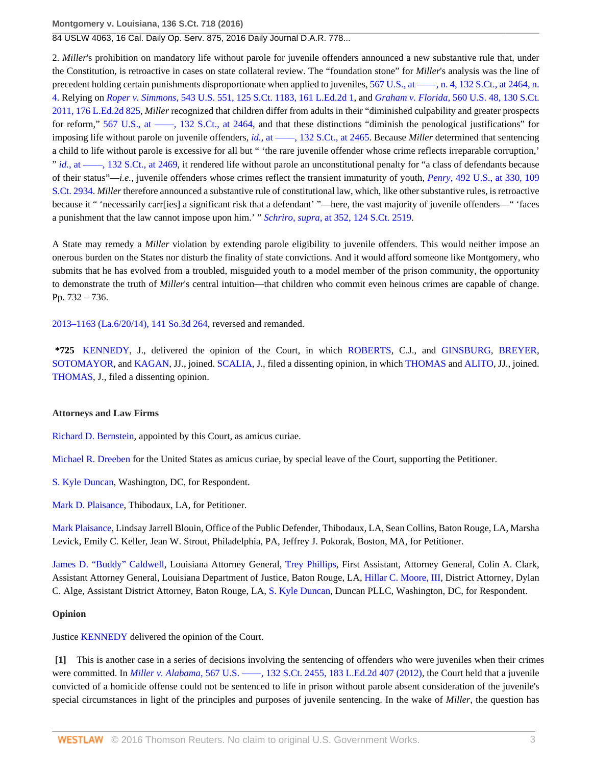2. *Miller*'s prohibition on mandatory life without parole for juvenile offenders announced a new substantive rule that, under the Constitution, is retroactive in cases on state collateral review. The "foundation stone" for *Miller*'s analysis was the line of precedent holding certain punishments disproportionate when applied to juveniles, 567 U.S., at ––––, n. 4, 132 S.Ct., at 2464, n. 4. Relying on *Roper v. Simmons,* 543 U.S. 551, 125 S.Ct. 1183, 161 L.Ed.2d 1, and *Graham v. Florida,* 560 U.S. 48, 130 S.Ct. 2011, 176 L.Ed.2d 825, *Miller* recognized that children differ from adults in their "diminished culpability and greater prospects for reform," 567 U.S., at ––––, 132 S.Ct., at 2464, and that these distinctions "diminish the penological justifications" for imposing life without parole on juvenile offenders, *id.,* at ––––, 132 S.Ct., at 2465. Because *Miller* determined that sentencing a child to life without parole is excessive for all but " 'the rare juvenile offender whose crime reflects irreparable corruption,' " *id.,* at ––––, 132 S.Ct., at 2469, it rendered life without parole an unconstitutional penalty for "a class of defendants because of their status"—*i.e.,* juvenile offenders whose crimes reflect the transient immaturity of youth, *Penry,* 492 U.S., at 330, 109 S.Ct. 2934. *Miller* therefore announced a substantive rule of constitutional law, which, like other substantive rules, is retroactive because it " 'necessarily carr[ies] a significant risk that a defendant' "—here, the vast majority of juvenile offenders—" 'faces a punishment that the law cannot impose upon him.' " *Schriro, supra,* at 352, 124 S.Ct. 2519.

A State may remedy a *Miller* violation by extending parole eligibility to juvenile offenders. This would neither impose an onerous burden on the States nor disturb the finality of state convictions. And it would afford someone like Montgomery, who submits that he has evolved from a troubled, misguided youth to a model member of the prison community, the opportunity to demonstrate the truth of *Miller*'s central intuition—that children who commit even heinous crimes are capable of change. Pp. 732 – 736.

2013–1163 (La.6/20/14), 141 So.3d 264, reversed and remanded.

**\*725** KENNEDY, J., delivered the opinion of the Court, in which ROBERTS, C.J., and GINSBURG, BREYER, SOTOMAYOR, and KAGAN, JJ., joined. SCALIA, J., filed a dissenting opinion, in which THOMAS and ALITO, JJ., joined. THOMAS, J., filed a dissenting opinion.

### Attorneys and Law Firms

Richard D. Bernstein, appointed by this Court, as amicus curiae.

Michael R. Dreeben for the United States as amicus curiae, by special leave of the Court, supporting the Petitioner.

S. Kyle Duncan, Washington, DC, for Respondent.

Mark D. Plaisance, Thibodaux, LA, for Petitioner.

Mark Plaisance, Lindsay Jarrell Blouin, Office of the Public Defender, Thibodaux, LA, Sean Collins, Baton Rouge, LA, Marsha Levick, Emily C. Keller, Jean W. Strout, Philadelphia, PA, Jeffrey J. Pokorak, Boston, MA, for Petitioner.

James D. "Buddy" Caldwell, Louisiana Attorney General, Trey Phillips, First Assistant, Attorney General, Colin A. Clark, Assistant Attorney General, Louisiana Department of Justice, Baton Rouge, LA, Hillar C. Moore, III, District Attorney, Dylan C. Alge, Assistant District Attorney, Baton Rouge, LA, S. Kyle Duncan, Duncan PLLC, Washington, DC, for Respondent.

### Opinion

Justice KENNEDY delivered the opinion of the Court.

**[1]** This is another case in a series of decisions involving the sentencing of offenders who were juveniles when their crimes were committed. In *Miller v. Alabama,* 567 U.S. ––––, 132 S.Ct. 2455, 183 L.Ed.2d 407 (2012), the Court held that a juvenile convicted of a homicide offense could not be sentenced to life in prison without parole absent consideration of the juvenile's special circumstances in light of the principles and purposes of juvenile sentencing. In the wake of *Miller*, the question has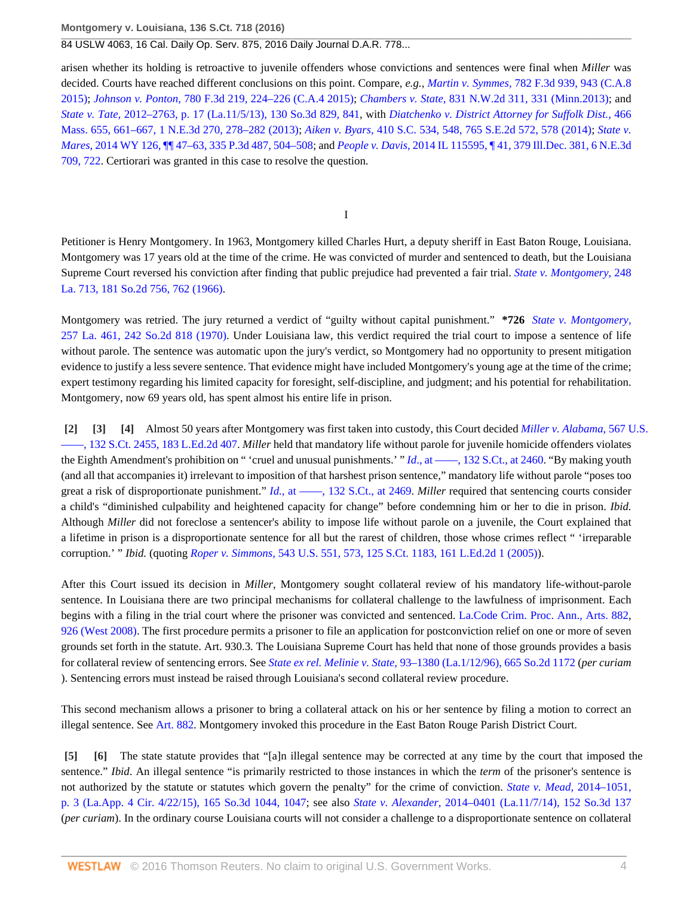arisen whether its holding is retroactive to juvenile offenders whose convictions and sentences were final when *Miller* was decided. Courts have reached different conclusions on this point. Compare, *e.g., Martin v. Symmes,* 782 F.3d 939, 943 (C.A.8 2015); *Johnson v. Ponton,* 780 F.3d 219, 224–226 (C.A.4 2015); *Chambers v. State,* 831 N.W.2d 311, 331 (Minn.2013); and *State v. Tate,* 2012–2763, p. 17 (La.11/5/13), 130 So.3d 829, 841, with *Diatchenko v. District Attorney for Suffolk Dist.,* 466 Mass. 655, 661–667, 1 N.E.3d 270, 278–282 (2013); *Aiken v. Byars,* 410 S.C. 534, 548, 765 S.E.2d 572, 578 (2014); *State v. Mares,* 2014 WY 126, ¶¶ 47–63, 335 P.3d 487, 504–508; and *People v. Davis,* 2014 IL 115595, ¶ 41, 379 Ill.Dec. 381, 6 N.E.3d 709, 722. Certiorari was granted in this case to resolve the question.

## I

Petitioner is Henry Montgomery. In 1963, Montgomery killed Charles Hurt, a deputy sheriff in East Baton Rouge, Louisiana. Montgomery was 17 years old at the time of the crime. He was convicted of murder and sentenced to death, but the Louisiana Supreme Court reversed his conviction after finding that public prejudice had prevented a fair trial. *State v. Montgomery,* 248 La. 713, 181 So.2d 756, 762 (1966).

Montgomery was retried. The jury returned a verdict of "guilty without capital punishment." **\*726** *State v. Montgomery,* 257 La. 461, 242 So.2d 818 (1970). Under Louisiana law, this verdict required the trial court to impose a sentence of life without parole. The sentence was automatic upon the jury's verdict, so Montgomery had no opportunity to present mitigation evidence to justify a less severe sentence. That evidence might have included Montgomery's young age at the time of the crime; expert testimony regarding his limited capacity for foresight, self-discipline, and judgment; and his potential for rehabilitation. Montgomery, now 69 years old, has spent almost his entire life in prison.

**[2] [3] [4]** Almost 50 years after Montgomery was first taken into custody, this Court decided *Miller v. Alabama,* 567 U.S. ——, 132 S.Ct. 2455, 183 L.Ed.2d 407. *Miller* held that mandatory life without parole for juvenile homicide offenders violates the Eighth Amendment's prohibition on " 'cruel and unusual punishments.' " *Id.,* at ——, 132 S.Ct., at 2460. "By making youth (and all that accompanies it) irrelevant to imposition of that harshest prison sentence," mandatory life without parole "poses too great a risk of disproportionate punishment." *Id.,* at ——, 132 S.Ct., at 2469. *Miller* required that sentencing courts consider a child's "diminished culpability and heightened capacity for change" before condemning him or her to die in prison. *Ibid.* Although *Miller* did not foreclose a sentencer's ability to impose life without parole on a juvenile, the Court explained that a lifetime in prison is a disproportionate sentence for all but the rarest of children, those whose crimes reflect " 'irreparable corruption.' " *Ibid.* (quoting *Roper v. Simmons,* 543 U.S. 551, 573, 125 S.Ct. 1183, 161 L.Ed.2d 1 (2005)).

After this Court issued its decision in *Miller*, Montgomery sought collateral review of his mandatory life-without-parole sentence. In Louisiana there are two principal mechanisms for collateral challenge to the lawfulness of imprisonment. Each begins with a filing in the trial court where the prisoner was convicted and sentenced. La.Code Crim. Proc. Ann., Arts. 882, 926 (West 2008). The first procedure permits a prisoner to file an application for postconviction relief on one or more of seven grounds set forth in the statute. Art. 930.3. The Louisiana Supreme Court has held that none of those grounds provides a basis for collateral review of sentencing errors. See *State ex rel. Melinie v. State,* 93–1380 (La.1/12/96), 665 So.2d 1172 (*per curiam* ). Sentencing errors must instead be raised through Louisiana's second collateral review procedure.

This second mechanism allows a prisoner to bring a collateral attack on his or her sentence by filing a motion to correct an illegal sentence. See Art. 882. Montgomery invoked this procedure in the East Baton Rouge Parish District Court.

**[5] [6]** The state statute provides that "[a]n illegal sentence may be corrected at any time by the court that imposed the sentence." *Ibid.* An illegal sentence "is primarily restricted to those instances in which the *term* of the prisoner's sentence is not authorized by the statute or statutes which govern the penalty" for the crime of conviction. *State v. Mead,* 2014–1051, p. 3 (La.App. 4 Cir. 4/22/15), 165 So.3d 1044, 1047; see also *State v. Alexander,* 2014–0401 (La.11/7/14), 152 So.3d 137 (*per curiam*). In the ordinary course Louisiana courts will not consider a challenge to a disproportionate sentence on collateral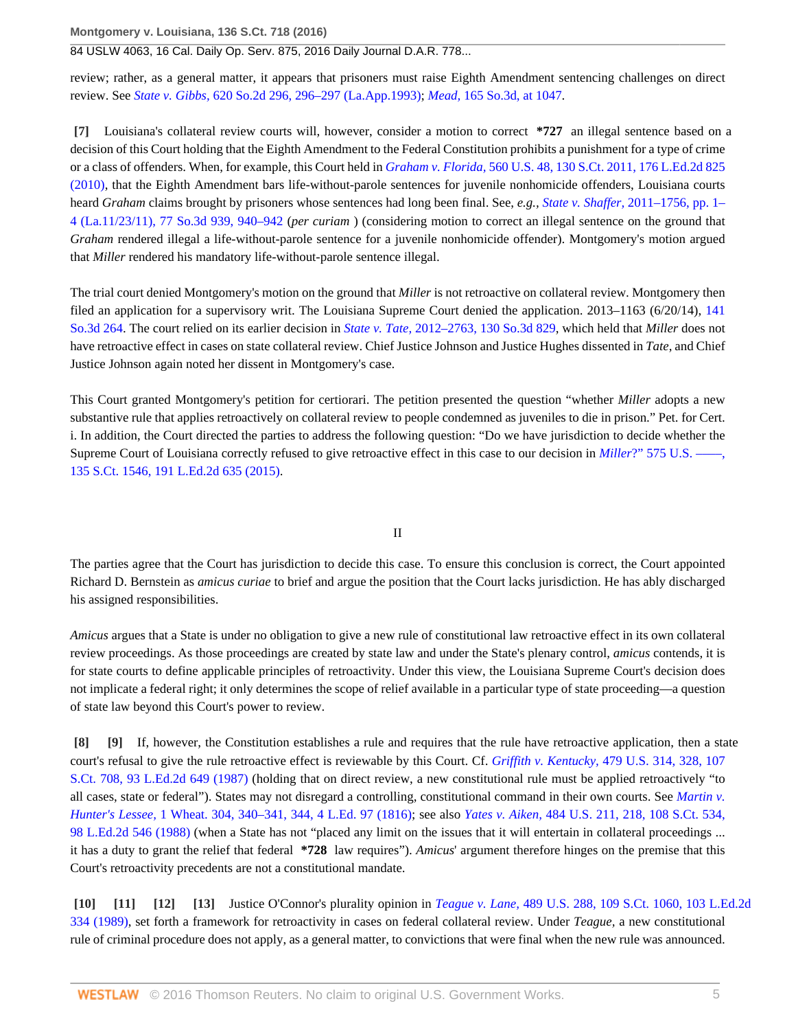review; rather, as a general matter, it appears that prisoners must raise Eighth Amendment sentencing challenges on direct review. See *State v. Gibbs,* 620 So.2d 296, 296–297 (La.App.1993); *Mead,* 165 So.3d, at 1047.

**[7]** Louisiana's collateral review courts will, however, consider a motion to correct **\*727** an illegal sentence based on a decision of this Court holding that the Eighth Amendment to the Federal Constitution prohibits a punishment for a type of crime or a class of offenders. When, for example, this Court held in *Graham v. Florida,* 560 U.S. 48, 130 S.Ct. 2011, 176 L.Ed.2d 825 (2010), that the Eighth Amendment bars life-without-parole sentences for juvenile nonhomicide offenders, Louisiana courts heard *Graham* claims brought by prisoners whose sentences had long been final. See, *e.g., State v. Shaffer,* 2011–1756, pp. 1–4 (La.11/23/11), 77 So.3d 939, 940–942 (*per curiam* ) (considering motion to correct an illegal sentence on the ground that *Graham* rendered illegal a life-without-parole sentence for a juvenile nonhomicide offender). Montgomery's motion argued that *Miller* rendered his mandatory life-without-parole sentence illegal.

The trial court denied Montgomery's motion on the ground that *Miller* is not retroactive on collateral review. Montgomery then filed an application for a supervisory writ. The Louisiana Supreme Court denied the application. 2013–1163 (6/20/14), 141 So.3d 264. The court relied on its earlier decision in *State v. Tate,* 2012–2763, 130 So.3d 829, which held that *Miller* does not have retroactive effect in cases on state collateral review. Chief Justice Johnson and Justice Hughes dissented in *Tate,* and Chief Justice Johnson again noted her dissent in Montgomery's case.

This Court granted Montgomery's petition for certiorari. The petition presented the question "whether *Miller* adopts a new substantive rule that applies retroactively on collateral review to people condemned as juveniles to die in prison." Pet. for Cert. i. In addition, the Court directed the parties to address the following question: "Do we have jurisdiction to decide whether the Supreme Court of Louisiana correctly refused to give retroactive effect in this case to our decision in *Miller*?" 575 U.S. ––––, 135 S.Ct. 1546, 191 L.Ed.2d 635 (2015).

## II

The parties agree that the Court has jurisdiction to decide this case. To ensure this conclusion is correct, the Court appointed Richard D. Bernstein as *amicus curiae* to brief and argue the position that the Court lacks jurisdiction. He has ably discharged his assigned responsibilities.

*Amicus* argues that a State is under no obligation to give a new rule of constitutional law retroactive effect in its own collateral review proceedings. As those proceedings are created by state law and under the State's plenary control, *amicus* contends, it is for state courts to define applicable principles of retroactivity. Under this view, the Louisiana Supreme Court's decision does not implicate a federal right; it only determines the scope of relief available in a particular type of state proceeding—a question of state law beyond this Court's power to review.

**[8]** **[9]** If, however, the Constitution establishes a rule and requires that the rule have retroactive application, then a state court's refusal to give the rule retroactive effect is reviewable by this Court. Cf. *Griffith v. Kentucky,* 479 U.S. 314, 328, 107 S.Ct. 708, 93 L.Ed.2d 649 (1987) (holding that on direct review, a new constitutional rule must be applied retroactively "to all cases, state or federal"). States may not disregard a controlling, constitutional command in their own courts. See *Martin v. Hunter's Lessee,* 1 Wheat. 304, 340–341, 344, 4 L.Ed. 97 (1816); see also *Yates v. Aiken,* 484 U.S. 211, 218, 108 S.Ct. 534, 98 L.Ed.2d 546 (1988) (when a State has not "placed any limit on the issues that it will entertain in collateral proceedings ... it has a duty to grant the relief that federal **\*728** law requires"). *Amicus*' argument therefore hinges on the premise that this Court's retroactivity precedents are not a constitutional mandate.

**[10]** **[11]** **[12]** **[13]** Justice O'Connor's plurality opinion in *Teague v. Lane,* 489 U.S. 288, 109 S.Ct. 1060, 103 L.Ed.2d 334 (1989), set forth a framework for retroactivity in cases on federal collateral review. Under *Teague,* a new constitutional rule of criminal procedure does not apply, as a general matter, to convictions that were final when the new rule was announced.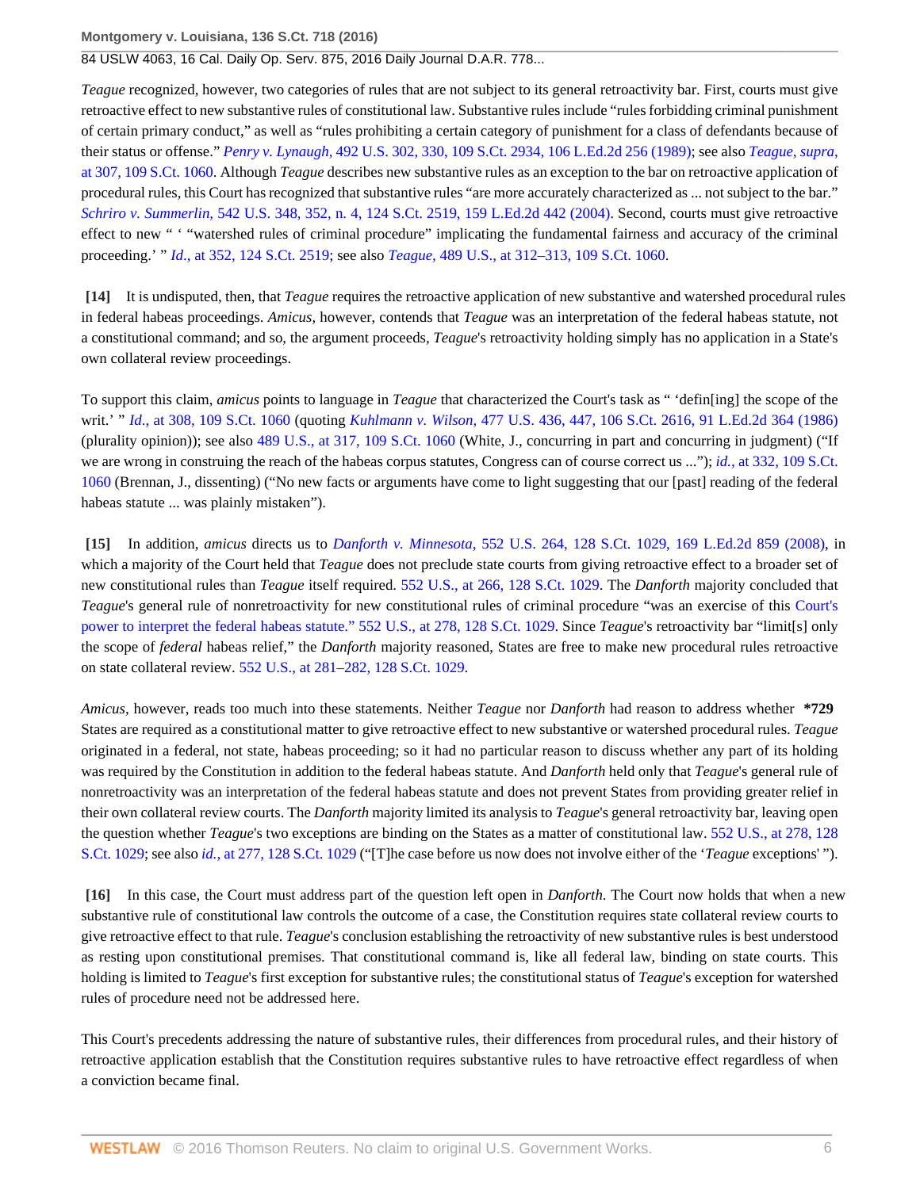*Teague* recognized, however, two categories of rules that are not subject to its general retroactivity bar. First, courts must give retroactive effect to new substantive rules of constitutional law. Substantive rules include "rules forbidding criminal punishment of certain primary conduct," as well as "rules prohibiting a certain category of punishment for a class of defendants because of their status or offense." *Penry v. Lynaugh,* 492 U.S. 302, 330, 109 S.Ct. 2934, 106 L.Ed.2d 256 (1989); see also *Teague, supra,* at 307, 109 S.Ct. 1060. Although *Teague* describes new substantive rules as an exception to the bar on retroactive application of procedural rules, this Court has recognized that substantive rules "are more accurately characterized as ... not subject to the bar." *Schriro v. Summerlin,* 542 U.S. 348, 352, n. 4, 124 S.Ct. 2519, 159 L.Ed.2d 442 (2004). Second, courts must give retroactive effect to new " ' "watershed rules of criminal procedure" implicating the fundamental fairness and accuracy of the criminal proceeding.' " *Id.,* at 352, 124 S.Ct. 2519; see also *Teague,* 489 U.S., at 312–313, 109 S.Ct. 1060.

**[14]** It is undisputed, then, that *Teague* requires the retroactive application of new substantive and watershed procedural rules in federal habeas proceedings. *Amicus,* however, contends that *Teague* was an interpretation of the federal habeas statute, not a constitutional command; and so, the argument proceeds, *Teague*'s retroactivity holding simply has no application in a State's own collateral review proceedings.

To support this claim, *amicus* points to language in *Teague* that characterized the Court's task as " 'defin[ing] the scope of the writ.' " *Id.,* at 308, 109 S.Ct. 1060 (quoting *Kuhlmann v. Wilson,* 477 U.S. 436, 447, 106 S.Ct. 2616, 91 L.Ed.2d 364 (1986) (plurality opinion)); see also 489 U.S., at 317, 109 S.Ct. 1060 (White, J., concurring in part and concurring in judgment) ("If we are wrong in construing the reach of the habeas corpus statutes, Congress can of course correct us ..."); *id.,* at 332, 109 S.Ct. 1060 (Brennan, J., dissenting) ("No new facts or arguments have come to light suggesting that our [past] reading of the federal habeas statute ... was plainly mistaken").

**[15]** In addition, *amicus* directs us to *Danforth v. Minnesota,* 552 U.S. 264, 128 S.Ct. 1029, 169 L.Ed.2d 859 (2008), in which a majority of the Court held that *Teague* does not preclude state courts from giving retroactive effect to a broader set of new constitutional rules than *Teague* itself required. 552 U.S., at 266, 128 S.Ct. 1029. The *Danforth* majority concluded that *Teague*'s general rule of nonretroactivity for new constitutional rules of criminal procedure "was an exercise of this Court's power to interpret the federal habeas statute." 552 U.S., at 278, 128 S.Ct. 1029. Since *Teague*'s retroactivity bar "limit[s] only the scope of *federal* habeas relief," the *Danforth* majority reasoned, States are free to make new procedural rules retroactive on state collateral review. 552 U.S., at 281–282, 128 S.Ct. 1029.

*Amicus*, however, reads too much into these statements. Neither *Teague* nor *Danforth* had reason to address whether **\*729** States are required as a constitutional matter to give retroactive effect to new substantive or watershed procedural rules. *Teague* originated in a federal, not state, habeas proceeding; so it had no particular reason to discuss whether any part of its holding was required by the Constitution in addition to the federal habeas statute. And *Danforth* held only that *Teague*'s general rule of nonretroactivity was an interpretation of the federal habeas statute and does not prevent States from providing greater relief in their own collateral review courts. The *Danforth* majority limited its analysis to *Teague*'s general retroactivity bar, leaving open the question whether *Teague*'s two exceptions are binding on the States as a matter of constitutional law. 552 U.S., at 278, 128 S.Ct. 1029; see also *id.,* at 277, 128 S.Ct. 1029 ("[T]he case before us now does not involve either of the '*Teague* exceptions' ").

**[16]** In this case, the Court must address part of the question left open in *Danforth*. The Court now holds that when a new substantive rule of constitutional law controls the outcome of a case, the Constitution requires state collateral review courts to give retroactive effect to that rule. *Teague*'s conclusion establishing the retroactivity of new substantive rules is best understood as resting upon constitutional premises. That constitutional command is, like all federal law, binding on state courts. This holding is limited to *Teague*'s first exception for substantive rules; the constitutional status of *Teague*'s exception for watershed rules of procedure need not be addressed here.

This Court's precedents addressing the nature of substantive rules, their differences from procedural rules, and their history of retroactive application establish that the Constitution requires substantive rules to have retroactive effect regardless of when a conviction became final.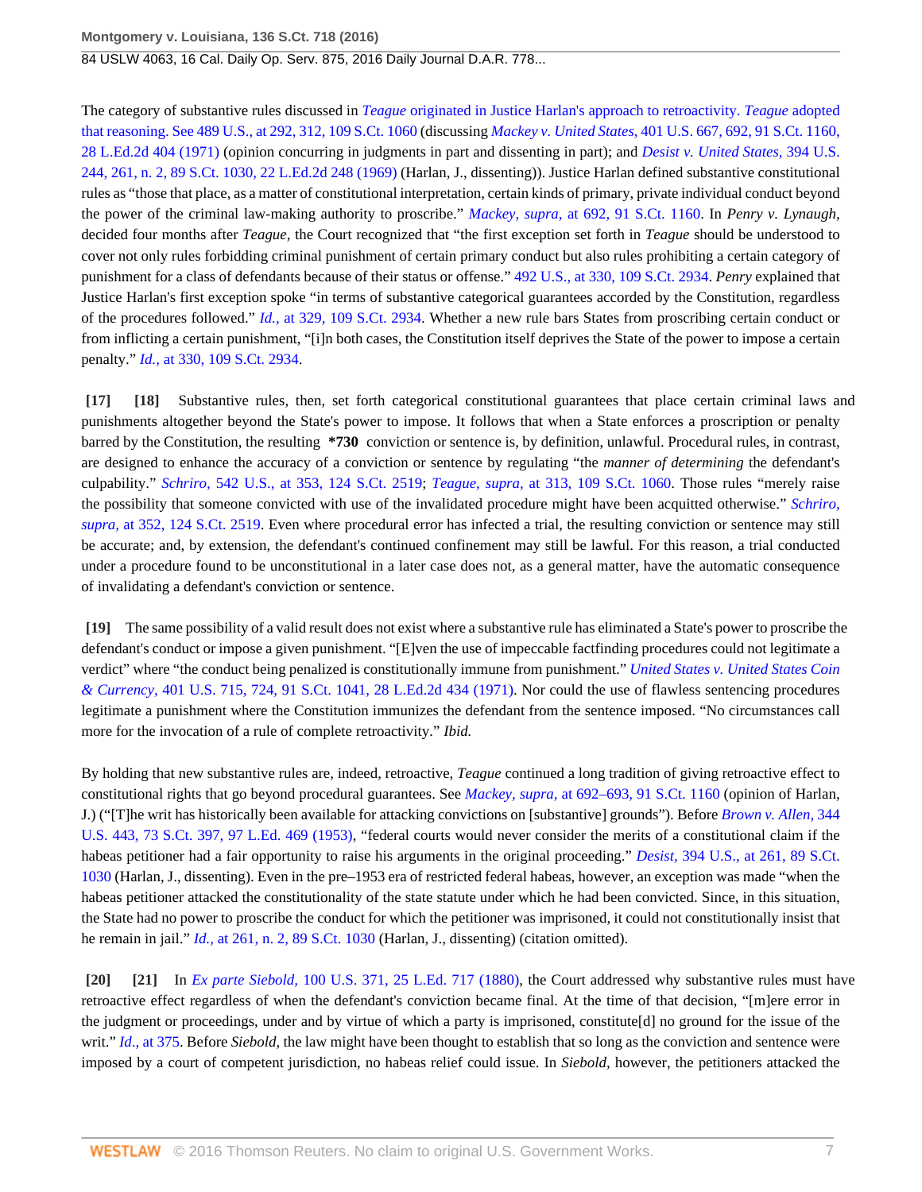The category of substantive rules discussed in *Teague* originated in Justice Harlan's approach to retroactivity. *Teague* adopted that reasoning. See 489 U.S., at 292, 312, 109 S.Ct. 1060 (discussing *Mackey v. United States,* 401 U.S. 667, 692, 91 S.Ct. 1160, 28 L.Ed.2d 404 (1971) (opinion concurring in judgments in part and dissenting in part); and *Desist v. United States,* 394 U.S. 244, 261, n. 2, 89 S.Ct. 1030, 22 L.Ed.2d 248 (1969) (Harlan, J., dissenting)). Justice Harlan defined substantive constitutional rules as "those that place, as a matter of constitutional interpretation, certain kinds of primary, private individual conduct beyond the power of the criminal law-making authority to proscribe." *Mackey, supra,* at 692, 91 S.Ct. 1160. In *Penry v. Lynaugh,* decided four months after *Teague,* the Court recognized that "the first exception set forth in *Teague* should be understood to cover not only rules forbidding criminal punishment of certain primary conduct but also rules prohibiting a certain category of punishment for a class of defendants because of their status or offense." 492 U.S., at 330, 109 S.Ct. 2934. *Penry* explained that Justice Harlan's first exception spoke "in terms of substantive categorical guarantees accorded by the Constitution, regardless of the procedures followed." *Id.,* at 329, 109 S.Ct. 2934. Whether a new rule bars States from proscribing certain conduct or from inflicting a certain punishment, "[i]n both cases, the Constitution itself deprives the State of the power to impose a certain penalty." *Id.,* at 330, 109 S.Ct. 2934.

**[17] [18]** Substantive rules, then, set forth categorical constitutional guarantees that place certain criminal laws and punishments altogether beyond the State's power to impose. It follows that when a State enforces a proscription or penalty barred by the Constitution, the resulting **\*730** conviction or sentence is, by definition, unlawful. Procedural rules, in contrast, are designed to enhance the accuracy of a conviction or sentence by regulating "the *manner of determining* the defendant's culpability." *Schriro,* 542 U.S., at 353, 124 S.Ct. 2519; *Teague, supra,* at 313, 109 S.Ct. 1060. Those rules "merely raise the possibility that someone convicted with use of the invalidated procedure might have been acquitted otherwise." *Schriro, supra,* at 352, 124 S.Ct. 2519. Even where procedural error has infected a trial, the resulting conviction or sentence may still be accurate; and, by extension, the defendant's continued confinement may still be lawful. For this reason, a trial conducted under a procedure found to be unconstitutional in a later case does not, as a general matter, have the automatic consequence of invalidating a defendant's conviction or sentence.

**[19]** The same possibility of a valid result does not exist where a substantive rule has eliminated a State's power to proscribe the defendant's conduct or impose a given punishment. "[E]ven the use of impeccable factfinding procedures could not legitimate a verdict" where "the conduct being penalized is constitutionally immune from punishment." *United States v. United States Coin & Currency,* 401 U.S. 715, 724, 91 S.Ct. 1041, 28 L.Ed.2d 434 (1971). Nor could the use of flawless sentencing procedures legitimate a punishment where the Constitution immunizes the defendant from the sentence imposed. "No circumstances call more for the invocation of a rule of complete retroactivity." *Ibid.*

By holding that new substantive rules are, indeed, retroactive, *Teague* continued a long tradition of giving retroactive effect to constitutional rights that go beyond procedural guarantees. See *Mackey, supra,* at 692–693, 91 S.Ct. 1160 (opinion of Harlan, J.) ("[T]he writ has historically been available for attacking convictions on [substantive] grounds"). Before *Brown v. Allen,* 344 U.S. 443, 73 S.Ct. 397, 97 L.Ed. 469 (1953), "federal courts would never consider the merits of a constitutional claim if the habeas petitioner had a fair opportunity to raise his arguments in the original proceeding." *Desist,* 394 U.S., at 261, 89 S.Ct. 1030 (Harlan, J., dissenting). Even in the pre–1953 era of restricted federal habeas, however, an exception was made "when the habeas petitioner attacked the constitutionality of the state statute under which he had been convicted. Since, in this situation, the State had no power to proscribe the conduct for which the petitioner was imprisoned, it could not constitutionally insist that he remain in jail." *Id.,* at 261, n. 2, 89 S.Ct. 1030 (Harlan, J., dissenting) (citation omitted).

**[20] [21]** In *Ex parte Siebold,* 100 U.S. 371, 25 L.Ed. 717 (1880), the Court addressed why substantive rules must have retroactive effect regardless of when the defendant's conviction became final. At the time of that decision, "[m]ere error in the judgment or proceedings, under and by virtue of which a party is imprisoned, constitute[d] no ground for the issue of the writ." *Id.,* at 375. Before *Siebold,* the law might have been thought to establish that so long as the conviction and sentence were imposed by a court of competent jurisdiction, no habeas relief could issue. In *Siebold,* however, the petitioners attacked the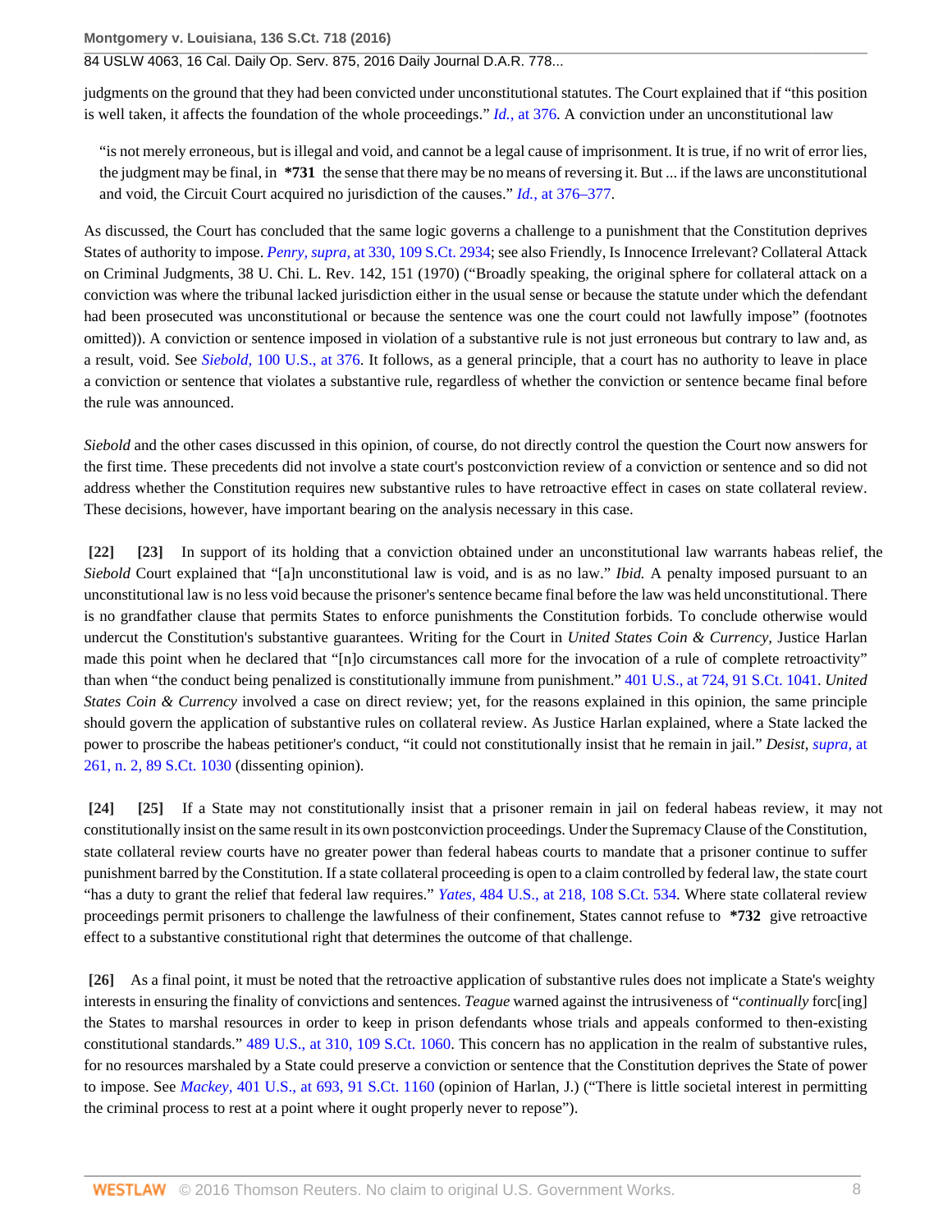judgments on the ground that they had been convicted under unconstitutional statutes. The Court explained that if "this position is well taken, it affects the foundation of the whole proceedings." *Id.,* at 376. A conviction under an unconstitutional law

> "is not merely erroneous, but is illegal and void, and cannot be a legal cause of imprisonment. It is true, if no writ of error lies, the judgment may be final, in **\*731** the sense that there may be no means of reversing it. But ... if the laws are unconstitutional and void, the Circuit Court acquired no jurisdiction of the causes." *Id.,* at 376–377.

As discussed, the Court has concluded that the same logic governs a challenge to a punishment that the Constitution deprives States of authority to impose. *Penry, supra,* at 330, 109 S.Ct. 2934; see also Friendly, Is Innocence Irrelevant? Collateral Attack on Criminal Judgments, 38 U. Chi. L. Rev. 142, 151 (1970) ("Broadly speaking, the original sphere for collateral attack on a conviction was where the tribunal lacked jurisdiction either in the usual sense or because the statute under which the defendant had been prosecuted was unconstitutional or because the sentence was one the court could not lawfully impose" (footnotes omitted)). A conviction or sentence imposed in violation of a substantive rule is not just erroneous but contrary to law and, as a result, void. See *Siebold,* 100 U.S., at 376. It follows, as a general principle, that a court has no authority to leave in place a conviction or sentence that violates a substantive rule, regardless of whether the conviction or sentence became final before the rule was announced.

*Siebold* and the other cases discussed in this opinion, of course, do not directly control the question the Court now answers for the first time. These precedents did not involve a state court's postconviction review of a conviction or sentence and so did not address whether the Constitution requires new substantive rules to have retroactive effect in cases on state collateral review. These decisions, however, have important bearing on the analysis necessary in this case.

**[22] [23]** In support of its holding that a conviction obtained under an unconstitutional law warrants habeas relief, the *Siebold* Court explained that "[a]n unconstitutional law is void, and is as no law." *Ibid.* A penalty imposed pursuant to an unconstitutional law is no less void because the prisoner's sentence became final before the law was held unconstitutional. There is no grandfather clause that permits States to enforce punishments the Constitution forbids. To conclude otherwise would undercut the Constitution's substantive guarantees. Writing for the Court in *United States Coin & Currency,* Justice Harlan made this point when he declared that "[n]o circumstances call more for the invocation of a rule of complete retroactivity" than when "the conduct being penalized is constitutionally immune from punishment." 401 U.S., at 724, 91 S.Ct. 1041. *United States Coin & Currency* involved a case on direct review; yet, for the reasons explained in this opinion, the same principle should govern the application of substantive rules on collateral review. As Justice Harlan explained, where a State lacked the power to proscribe the habeas petitioner's conduct, "it could not constitutionally insist that he remain in jail." *Desist, supra,* at 261, n. 2, 89 S.Ct. 1030 (dissenting opinion).

**[24] [25]** If a State may not constitutionally insist that a prisoner remain in jail on federal habeas review, it may not constitutionally insist on the same result in its own postconviction proceedings. Under the Supremacy Clause of the Constitution, state collateral review courts have no greater power than federal habeas courts to mandate that a prisoner continue to suffer punishment barred by the Constitution. If a state collateral proceeding is open to a claim controlled by federal law, the state court "has a duty to grant the relief that federal law requires." *Yates,* 484 U.S., at 218, 108 S.Ct. 534. Where state collateral review proceedings permit prisoners to challenge the lawfulness of their confinement, States cannot refuse to **\*732** give retroactive effect to a substantive constitutional right that determines the outcome of that challenge.

**[26]** As a final point, it must be noted that the retroactive application of substantive rules does not implicate a State's weighty interests in ensuring the finality of convictions and sentences. *Teague* warned against the intrusiveness of "*continually* forc[ing] the States to marshal resources in order to keep in prison defendants whose trials and appeals conformed to then-existing constitutional standards." 489 U.S., at 310, 109 S.Ct. 1060. This concern has no application in the realm of substantive rules, for no resources marshaled by a State could preserve a conviction or sentence that the Constitution deprives the State of power to impose. See *Mackey,* 401 U.S., at 693, 91 S.Ct. 1160 (opinion of Harlan, J.) ("There is little societal interest in permitting the criminal process to rest at a point where it ought properly never to repose").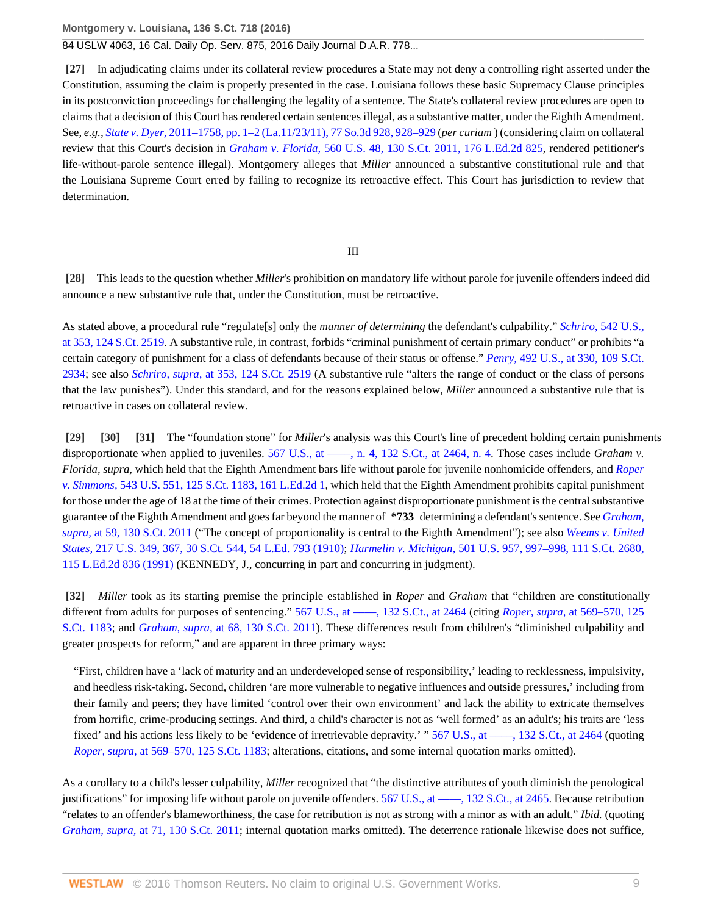**[27]** In adjudicating claims under its collateral review procedures a State may not deny a controlling right asserted under the Constitution, assuming the claim is properly presented in the case. Louisiana follows these basic Supremacy Clause principles in its postconviction proceedings for challenging the legality of a sentence. The State's collateral review procedures are open to claims that a decision of this Court has rendered certain sentences illegal, as a substantive matter, under the Eighth Amendment. See, *e.g., State v. Dyer,* 2011–1758, pp. 1–2 (La.11/23/11), 77 So.3d 928, 928–929 (*per curiam* ) (considering claim on collateral review that this Court's decision in *Graham v. Florida,* 560 U.S. 48, 130 S.Ct. 2011, 176 L.Ed.2d 825, rendered petitioner's life-without-parole sentence illegal). Montgomery alleges that *Miller* announced a substantive constitutional rule and that the Louisiana Supreme Court erred by failing to recognize its retroactive effect. This Court has jurisdiction to review that determination.

## III

**[28]** This leads to the question whether *Miller*'s prohibition on mandatory life without parole for juvenile offenders indeed did announce a new substantive rule that, under the Constitution, must be retroactive.

As stated above, a procedural rule "regulate[s] only the *manner of determining* the defendant's culpability." *Schriro,* 542 U.S., at 353, 124 S.Ct. 2519. A substantive rule, in contrast, forbids "criminal punishment of certain primary conduct" or prohibits "a certain category of punishment for a class of defendants because of their status or offense." *Penry,* 492 U.S., at 330, 109 S.Ct. 2934; see also *Schriro, supra,* at 353, 124 S.Ct. 2519 (A substantive rule "alters the range of conduct or the class of persons that the law punishes"). Under this standard, and for the reasons explained below, *Miller* announced a substantive rule that is retroactive in cases on collateral review.

**[29] [30] [31]** The "foundation stone" for *Miller*'s analysis was this Court's line of precedent holding certain punishments disproportionate when applied to juveniles. 567 U.S., at ––––, n. 4, 132 S.Ct., at 2464, n. 4. Those cases include *Graham v. Florida, supra,* which held that the Eighth Amendment bars life without parole for juvenile nonhomicide offenders, and *Roper v. Simmons,* 543 U.S. 551, 125 S.Ct. 1183, 161 L.Ed.2d 1, which held that the Eighth Amendment prohibits capital punishment for those under the age of 18 at the time of their crimes. Protection against disproportionate punishment is the central substantive guarantee of the Eighth Amendment and goes far beyond the manner of **\*733** determining a defendant's sentence. See *Graham, supra,* at 59, 130 S.Ct. 2011 ("The concept of proportionality is central to the Eighth Amendment"); see also *Weems v. United States,* 217 U.S. 349, 367, 30 S.Ct. 544, 54 L.Ed. 793 (1910); *Harmelin v. Michigan,* 501 U.S. 957, 997–998, 111 S.Ct. 2680, 115 L.Ed.2d 836 (1991) (KENNEDY, J., concurring in part and concurring in judgment).

**[32]** *Miller* took as its starting premise the principle established in *Roper* and *Graham* that "children are constitutionally different from adults for purposes of sentencing." 567 U.S., at ––––, 132 S.Ct., at 2464 (citing *Roper, supra,* at 569–570, 125 S.Ct. 1183; and *Graham, supra,* at 68, 130 S.Ct. 2011). These differences result from children's "diminished culpability and greater prospects for reform," and are apparent in three primary ways:

> "First, children have a 'lack of maturity and an underdeveloped sense of responsibility,' leading to recklessness, impulsivity, and heedless risk-taking. Second, children 'are more vulnerable to negative influences and outside pressures,' including from their family and peers; they have limited 'control over their own environment' and lack the ability to extricate themselves from horrific, crime-producing settings. And third, a child's character is not as 'well formed' as an adult's; his traits are 'less fixed' and his actions less likely to be 'evidence of irretrievable depravity.' " 567 U.S., at ––––, 132 S.Ct., at 2464 (quoting *Roper, supra,* at 569–570, 125 S.Ct. 1183; alterations, citations, and some internal quotation marks omitted).

As a corollary to a child's lesser culpability, *Miller* recognized that "the distinctive attributes of youth diminish the penological justifications" for imposing life without parole on juvenile offenders. 567 U.S., at ––––, 132 S.Ct., at 2465. Because retribution "relates to an offender's blameworthiness, the case for retribution is not as strong with a minor as with an adult." *Ibid.* (quoting *Graham, supra,* at 71, 130 S.Ct. 2011; internal quotation marks omitted). The deterrence rationale likewise does not suffice,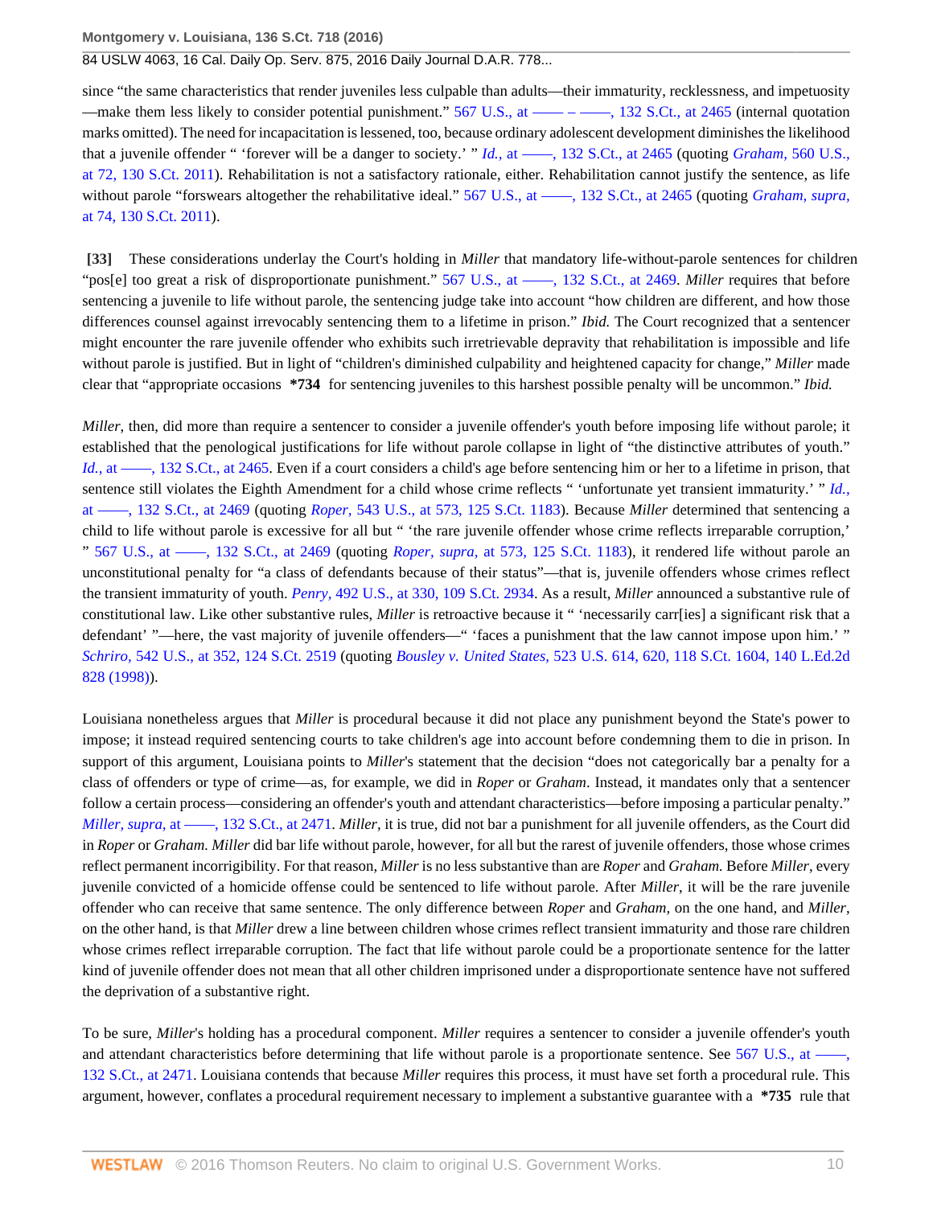since "the same characteristics that render juveniles less culpable than adults—their immaturity, recklessness, and impetuosity—make them less likely to consider potential punishment." 567 U.S., at ––––– ––––, 132 S.Ct., at 2465 (internal quotation marks omitted). The need for incapacitation is lessened, too, because ordinary adolescent development diminishes the likelihood that a juvenile offender " 'forever will be a danger to society.' " *Id.,* at ––––, 132 S.Ct., at 2465 (quoting *Graham,* 560 U.S., at 72, 130 S.Ct. 2011). Rehabilitation is not a satisfactory rationale, either. Rehabilitation cannot justify the sentence, as life without parole "forswears altogether the rehabilitative ideal." 567 U.S., at ––––, 132 S.Ct., at 2465 (quoting *Graham, supra,* at 74, 130 S.Ct. 2011).

**[33]** These considerations underlay the Court's holding in *Miller* that mandatory life-without-parole sentences for children "pos[e] too great a risk of disproportionate punishment." 567 U.S., at ––––, 132 S.Ct., at 2469. *Miller* requires that before sentencing a juvenile to life without parole, the sentencing judge take into account "how children are different, and how those differences counsel against irrevocably sentencing them to a lifetime in prison." *Ibid.* The Court recognized that a sentencer might encounter the rare juvenile offender who exhibits such irretrievable depravity that rehabilitation is impossible and life without parole is justified. But in light of "children's diminished culpability and heightened capacity for change," *Miller* made clear that "appropriate occasions **\*734** for sentencing juveniles to this harshest possible penalty will be uncommon." *Ibid.*

*Miller,* then, did more than require a sentencer to consider a juvenile offender's youth before imposing life without parole; it established that the penological justifications for life without parole collapse in light of "the distinctive attributes of youth." *Id.,* at ––––, 132 S.Ct., at 2465. Even if a court considers a child's age before sentencing him or her to a lifetime in prison, that sentence still violates the Eighth Amendment for a child whose crime reflects " 'unfortunate yet transient immaturity.' " *Id.,* at ––––, 132 S.Ct., at 2469 (quoting *Roper,* 543 U.S., at 573, 125 S.Ct. 1183). Because *Miller* determined that sentencing a child to life without parole is excessive for all but " 'the rare juvenile offender whose crime reflects irreparable corruption,' " 567 U.S., at ––––, 132 S.Ct., at 2469 (quoting *Roper, supra,* at 573, 125 S.Ct. 1183), it rendered life without parole an unconstitutional penalty for "a class of defendants because of their status"—that is, juvenile offenders whose crimes reflect the transient immaturity of youth. *Penry,* 492 U.S., at 330, 109 S.Ct. 2934. As a result, *Miller* announced a substantive rule of constitutional law. Like other substantive rules, *Miller* is retroactive because it " 'necessarily carr[ies] a significant risk that a defendant' "—here, the vast majority of juvenile offenders—" 'faces a punishment that the law cannot impose upon him.' " *Schriro,* 542 U.S., at 352, 124 S.Ct. 2519 (quoting *Bousley v. United States,* 523 U.S. 614, 620, 118 S.Ct. 1604, 140 L.Ed.2d 828 (1998)).

Louisiana nonetheless argues that *Miller* is procedural because it did not place any punishment beyond the State's power to impose; it instead required sentencing courts to take children's age into account before condemning them to die in prison. In support of this argument, Louisiana points to *Miller*'s statement that the decision "does not categorically bar a penalty for a class of offenders or type of crime—as, for example, we did in *Roper* or *Graham*. Instead, it mandates only that a sentencer follow a certain process—considering an offender's youth and attendant characteristics—before imposing a particular penalty." *Miller, supra,* at ––––, 132 S.Ct., at 2471. *Miller*, it is true, did not bar a punishment for all juvenile offenders, as the Court did in *Roper* or *Graham. Miller* did bar life without parole, however, for all but the rarest of juvenile offenders, those whose crimes reflect permanent incorrigibility. For that reason, *Miller* is no less substantive than are *Roper* and *Graham.* Before *Miller,* every juvenile convicted of a homicide offense could be sentenced to life without parole. After *Miller*, it will be the rare juvenile offender who can receive that same sentence. The only difference between *Roper* and *Graham,* on the one hand, and *Miller*, on the other hand, is that *Miller* drew a line between children whose crimes reflect transient immaturity and those rare children whose crimes reflect irreparable corruption. The fact that life without parole could be a proportionate sentence for the latter kind of juvenile offender does not mean that all other children imprisoned under a disproportionate sentence have not suffered the deprivation of a substantive right.

To be sure, *Miller*'s holding has a procedural component. *Miller* requires a sentencer to consider a juvenile offender's youth and attendant characteristics before determining that life without parole is a proportionate sentence. See 567 U.S., at ––––, 132 S.Ct., at 2471. Louisiana contends that because *Miller* requires this process, it must have set forth a procedural rule. This argument, however, conflates a procedural requirement necessary to implement a substantive guarantee with a **\*735** rule that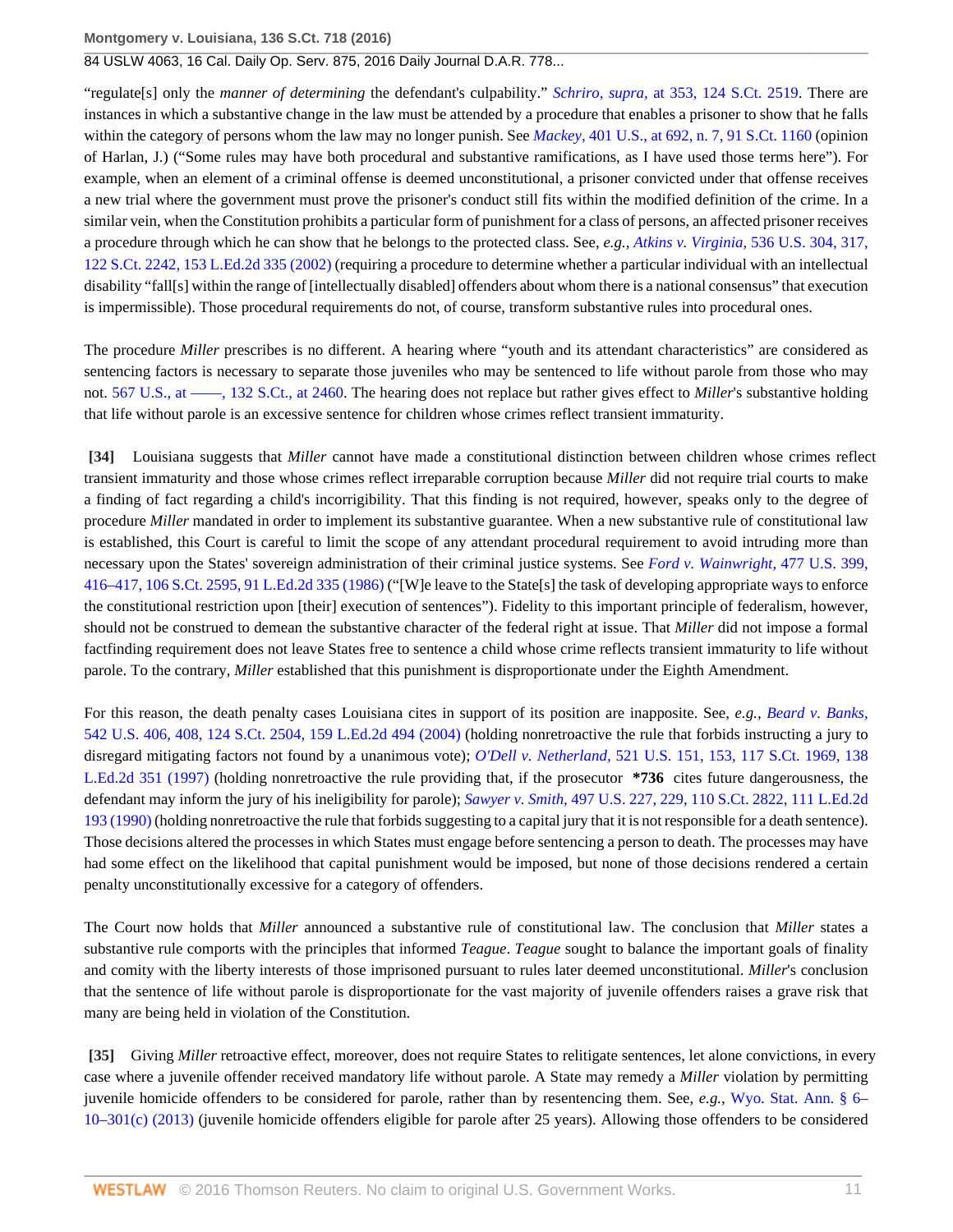"regulate[s] only the *manner of determining* the defendant's culpability." *Schriro, supra,* at 353, 124 S.Ct. 2519. There are instances in which a substantive change in the law must be attended by a procedure that enables a prisoner to show that he falls within the category of persons whom the law may no longer punish. See *Mackey,* 401 U.S., at 692, n. 7, 91 S.Ct. 1160 (opinion of Harlan, J.) ("Some rules may have both procedural and substantive ramifications, as I have used those terms here"). For example, when an element of a criminal offense is deemed unconstitutional, a prisoner convicted under that offense receives a new trial where the government must prove the prisoner's conduct still fits within the modified definition of the crime. In a similar vein, when the Constitution prohibits a particular form of punishment for a class of persons, an affected prisoner receives a procedure through which he can show that he belongs to the protected class. See, *e.g., Atkins v. Virginia,* 536 U.S. 304, 317, 122 S.Ct. 2242, 153 L.Ed.2d 335 (2002) (requiring a procedure to determine whether a particular individual with an intellectual disability "fall[s] within the range of [intellectually disabled] offenders about whom there is a national consensus" that execution is impermissible). Those procedural requirements do not, of course, transform substantive rules into procedural ones.

The procedure *Miller* prescribes is no different. A hearing where "youth and its attendant characteristics" are considered as sentencing factors is necessary to separate those juveniles who may be sentenced to life without parole from those who may not. 567 U.S., at ——, 132 S.Ct., at 2460. The hearing does not replace but rather gives effect to *Miller*'s substantive holding that life without parole is an excessive sentence for children whose crimes reflect transient immaturity.

**[34]** Louisiana suggests that *Miller* cannot have made a constitutional distinction between children whose crimes reflect transient immaturity and those whose crimes reflect irreparable corruption because *Miller* did not require trial courts to make a finding of fact regarding a child's incorrigibility. That this finding is not required, however, speaks only to the degree of procedure *Miller* mandated in order to implement its substantive guarantee. When a new substantive rule of constitutional law is established, this Court is careful to limit the scope of any attendant procedural requirement to avoid intruding more than necessary upon the States' sovereign administration of their criminal justice systems. See *Ford v. Wainwright,* 477 U.S. 399, 416–417, 106 S.Ct. 2595, 91 L.Ed.2d 335 (1986) ("[W]e leave to the State[s] the task of developing appropriate ways to enforce the constitutional restriction upon [their] execution of sentences"). Fidelity to this important principle of federalism, however, should not be construed to demean the substantive character of the federal right at issue. That *Miller* did not impose a formal factfinding requirement does not leave States free to sentence a child whose crime reflects transient immaturity to life without parole. To the contrary, *Miller* established that this punishment is disproportionate under the Eighth Amendment.

For this reason, the death penalty cases Louisiana cites in support of its position are inapposite. See, *e.g., Beard v. Banks,* 542 U.S. 406, 408, 124 S.Ct. 2504, 159 L.Ed.2d 494 (2004) (holding nonretroactive the rule that forbids instructing a jury to disregard mitigating factors not found by a unanimous vote); *O'Dell v. Netherland,* 521 U.S. 151, 153, 117 S.Ct. 1969, 138 L.Ed.2d 351 (1997) (holding nonretroactive the rule providing that, if the prosecutor **\*736** cites future dangerousness, the defendant may inform the jury of his ineligibility for parole); *Sawyer v. Smith,* 497 U.S. 227, 229, 110 S.Ct. 2822, 111 L.Ed.2d 193 (1990) (holding nonretroactive the rule that forbids suggesting to a capital jury that it is not responsible for a death sentence). Those decisions altered the processes in which States must engage before sentencing a person to death. The processes may have had some effect on the likelihood that capital punishment would be imposed, but none of those decisions rendered a certain penalty unconstitutionally excessive for a category of offenders.

The Court now holds that *Miller* announced a substantive rule of constitutional law. The conclusion that *Miller* states a substantive rule comports with the principles that informed *Teague*. *Teague* sought to balance the important goals of finality and comity with the liberty interests of those imprisoned pursuant to rules later deemed unconstitutional. *Miller*'s conclusion that the sentence of life without parole is disproportionate for the vast majority of juvenile offenders raises a grave risk that many are being held in violation of the Constitution.

**[35]** Giving *Miller* retroactive effect, moreover, does not require States to relitigate sentences, let alone convictions, in every case where a juvenile offender received mandatory life without parole. A State may remedy a *Miller* violation by permitting juvenile homicide offenders to be considered for parole, rather than by resentencing them. See, *e.g.,* Wyo. Stat. Ann. § 6–10–301(c) (2013) (juvenile homicide offenders eligible for parole after 25 years). Allowing those offenders to be considered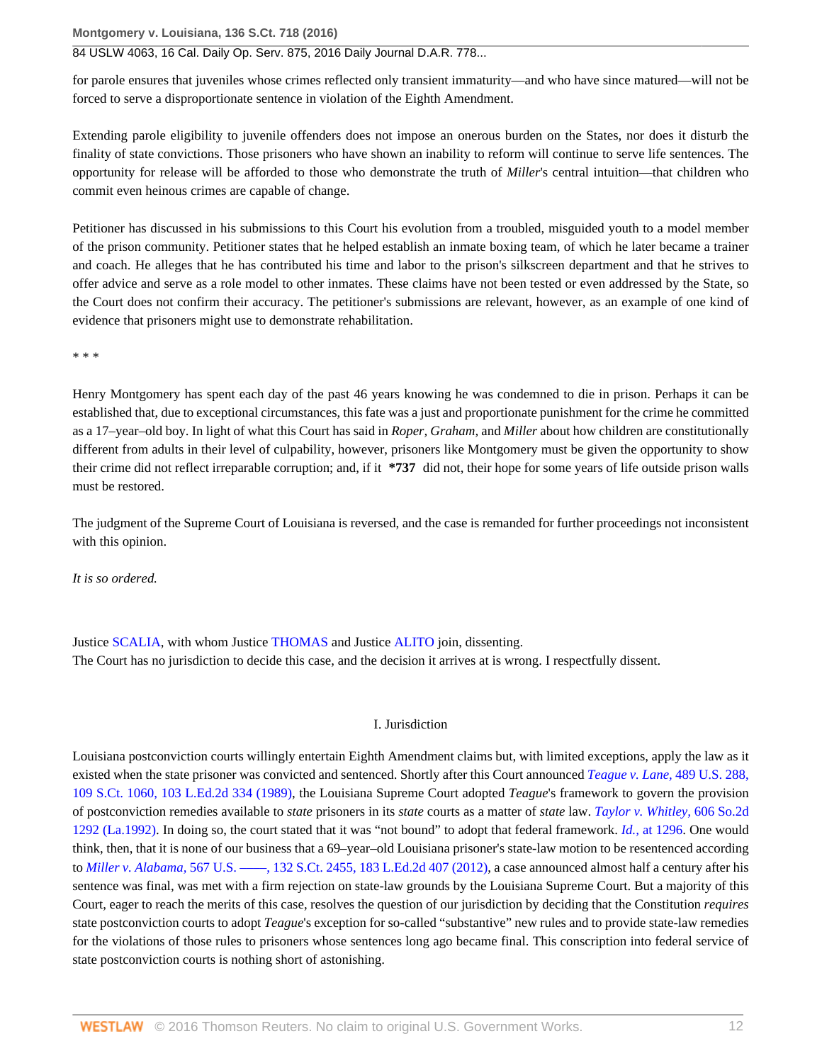for parole ensures that juveniles whose crimes reflected only transient immaturity—and who have since matured—will not be forced to serve a disproportionate sentence in violation of the Eighth Amendment.

Extending parole eligibility to juvenile offenders does not impose an onerous burden on the States, nor does it disturb the finality of state convictions. Those prisoners who have shown an inability to reform will continue to serve life sentences. The opportunity for release will be afforded to those who demonstrate the truth of *Miller*'s central intuition—that children who commit even heinous crimes are capable of change.

Petitioner has discussed in his submissions to this Court his evolution from a troubled, misguided youth to a model member of the prison community. Petitioner states that he helped establish an inmate boxing team, of which he later became a trainer and coach. He alleges that he has contributed his time and labor to the prison's silkscreen department and that he strives to offer advice and serve as a role model to other inmates. These claims have not been tested or even addressed by the State, so the Court does not confirm their accuracy. The petitioner's submissions are relevant, however, as an example of one kind of evidence that prisoners might use to demonstrate rehabilitation.

* * *

Henry Montgomery has spent each day of the past 46 years knowing he was condemned to die in prison. Perhaps it can be established that, due to exceptional circumstances, this fate was a just and proportionate punishment for the crime he committed as a 17–year–old boy. In light of what this Court has said in *Roper, Graham,* and *Miller* about how children are constitutionally different from adults in their level of culpability, however, prisoners like Montgomery must be given the opportunity to show their crime did not reflect irreparable corruption; and, if it **\*737** did not, their hope for some years of life outside prison walls must be restored.

The judgment of the Supreme Court of Louisiana is reversed, and the case is remanded for further proceedings not inconsistent with this opinion.

*It is so ordered.*

Justice SCALIA, with whom Justice THOMAS and Justice ALITO join, dissenting.
The Court has no jurisdiction to decide this case, and the decision it arrives at is wrong. I respectfully dissent.

## I. Jurisdiction

Louisiana postconviction courts willingly entertain Eighth Amendment claims but, with limited exceptions, apply the law as it existed when the state prisoner was convicted and sentenced. Shortly after this Court announced *Teague v. Lane,* 489 U.S. 288, 109 S.Ct. 1060, 103 L.Ed.2d 334 (1989), the Louisiana Supreme Court adopted *Teague*'s framework to govern the provision of postconviction remedies available to *state* prisoners in its *state* courts as a matter of *state* law. *Taylor v. Whitley,* 606 So.2d 1292 (La.1992). In doing so, the court stated that it was "not bound" to adopt that federal framework. *Id.,* at 1296. One would think, then, that it is none of our business that a 69–year–old Louisiana prisoner's state-law motion to be resentenced according to *Miller v. Alabama,* 567 U.S. ––––, 132 S.Ct. 2455, 183 L.Ed.2d 407 (2012), a case announced almost half a century after his sentence was final, was met with a firm rejection on state-law grounds by the Louisiana Supreme Court. But a majority of this Court, eager to reach the merits of this case, resolves the question of our jurisdiction by deciding that the Constitution *requires* state postconviction courts to adopt *Teague*'s exception for so-called "substantive" new rules and to provide state-law remedies for the violations of those rules to prisoners whose sentences long ago became final. This conscription into federal service of state postconviction courts is nothing short of astonishing.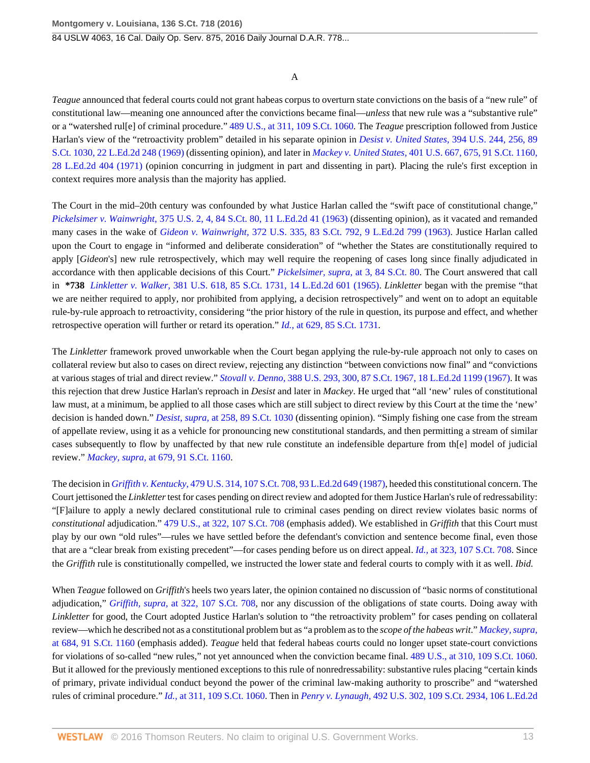A

*Teague* announced that federal courts could not grant habeas corpus to overturn state convictions on the basis of a "new rule" of constitutional law—meaning one announced after the convictions became final—*unless* that new rule was a "substantive rule" or a "watershed rul[e] of criminal procedure." 489 U.S., at 311, 109 S.Ct. 1060. The *Teague* prescription followed from Justice Harlan's view of the "retroactivity problem" detailed in his separate opinion in *Desist v. United States,* 394 U.S. 244, 256, 89 S.Ct. 1030, 22 L.Ed.2d 248 (1969) (dissenting opinion), and later in *Mackey v. United States,* 401 U.S. 667, 675, 91 S.Ct. 1160, 28 L.Ed.2d 404 (1971) (opinion concurring in judgment in part and dissenting in part). Placing the rule's first exception in context requires more analysis than the majority has applied.

The Court in the mid–20th century was confounded by what Justice Harlan called the "swift pace of constitutional change," *Pickelsimer v. Wainwright,* 375 U.S. 2, 4, 84 S.Ct. 80, 11 L.Ed.2d 41 (1963) (dissenting opinion), as it vacated and remanded many cases in the wake of *Gideon v. Wainwright,* 372 U.S. 335, 83 S.Ct. 792, 9 L.Ed.2d 799 (1963). Justice Harlan called upon the Court to engage in "informed and deliberate consideration" of "whether the States are constitutionally required to apply [*Gideon*'s] new rule retrospectively, which may well require the reopening of cases long since finally adjudicated in accordance with then applicable decisions of this Court." *Pickelsimer, supra,* at 3, 84 S.Ct. 80. The Court answered that call in **\*738** *Linkletter v. Walker,* 381 U.S. 618, 85 S.Ct. 1731, 14 L.Ed.2d 601 (1965). *Linkletter* began with the premise "that we are neither required to apply, nor prohibited from applying, a decision retrospectively" and went on to adopt an equitable rule-by-rule approach to retroactivity, considering "the prior history of the rule in question, its purpose and effect, and whether retrospective operation will further or retard its operation." *Id.,* at 629, 85 S.Ct. 1731.

The *Linkletter* framework proved unworkable when the Court began applying the rule-by-rule approach not only to cases on collateral review but also to cases on direct review, rejecting any distinction "between convictions now final" and "convictions at various stages of trial and direct review." *Stovall v. Denno,* 388 U.S. 293, 300, 87 S.Ct. 1967, 18 L.Ed.2d 1199 (1967). It was this rejection that drew Justice Harlan's reproach in *Desist* and later in *Mackey*. He urged that "all 'new' rules of constitutional law must, at a minimum, be applied to all those cases which are still subject to direct review by this Court at the time the 'new' decision is handed down." *Desist, supra,* at 258, 89 S.Ct. 1030 (dissenting opinion). "Simply fishing one case from the stream of appellate review, using it as a vehicle for pronouncing new constitutional standards, and then permitting a stream of similar cases subsequently to flow by unaffected by that new rule constitute an indefensible departure from th[e] model of judicial review." *Mackey, supra,* at 679, 91 S.Ct. 1160.

The decision in *Griffith v. Kentucky,* 479 U.S. 314, 107 S.Ct. 708, 93 L.Ed.2d 649 (1987), heeded this constitutional concern. The Court jettisoned the *Linkletter* test for cases pending on direct review and adopted for them Justice Harlan's rule of redressability: "[F]ailure to apply a newly declared constitutional rule to criminal cases pending on direct review violates basic norms of *constitutional* adjudication." 479 U.S., at 322, 107 S.Ct. 708 (emphasis added). We established in *Griffith* that this Court must play by our own "old rules"—rules we have settled before the defendant's conviction and sentence become final, even those that are a "clear break from existing precedent"—for cases pending before us on direct appeal. *Id.,* at 323, 107 S.Ct. 708. Since the *Griffith* rule is constitutionally compelled, we instructed the lower state and federal courts to comply with it as well. *Ibid.*

When *Teague* followed on *Griffith*'s heels two years later, the opinion contained no discussion of "basic norms of constitutional adjudication," *Griffith, supra,* at 322, 107 S.Ct. 708, nor any discussion of the obligations of state courts. Doing away with *Linkletter* for good, the Court adopted Justice Harlan's solution to "the retroactivity problem" for cases pending on collateral review—which he described not as a constitutional problem but as "a problem as to the *scope of the habeas writ*." *Mackey, supra,* at 684, 91 S.Ct. 1160 (emphasis added). *Teague* held that federal habeas courts could no longer upset state-court convictions for violations of so-called "new rules," not yet announced when the conviction became final. 489 U.S., at 310, 109 S.Ct. 1060. But it allowed for the previously mentioned exceptions to this rule of nonredressability: substantive rules placing "certain kinds of primary, private individual conduct beyond the power of the criminal law-making authority to proscribe" and "watershed rules of criminal procedure." *Id.,* at 311, 109 S.Ct. 1060. Then in *Penry v. Lynaugh,* 492 U.S. 302, 109 S.Ct. 2934, 106 L.Ed.2d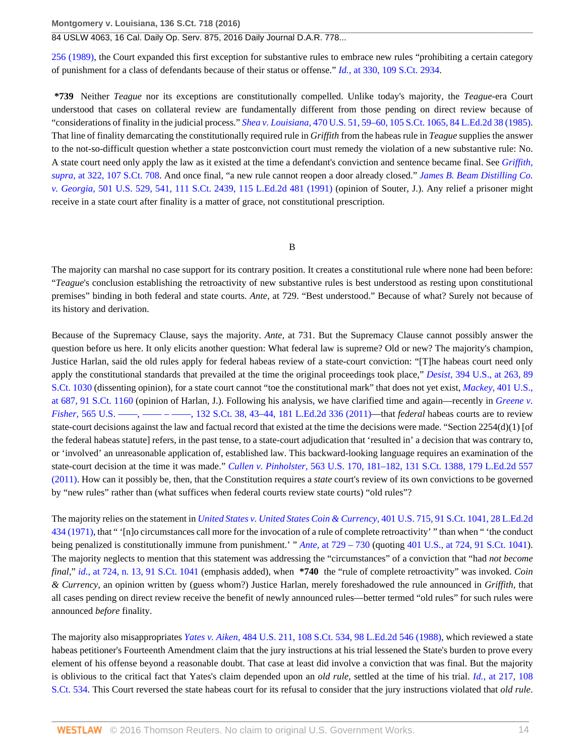256 (1989), the Court expanded this first exception for substantive rules to embrace new rules "prohibiting a certain category of punishment for a class of defendants because of their status or offense." *Id.,* at 330, 109 S.Ct. 2934.

**\*739** Neither *Teague* nor its exceptions are constitutionally compelled. Unlike today's majority, the *Teague*-era Court understood that cases on collateral review are fundamentally different from those pending on direct review because of "considerations of finality in the judicial process." *Shea v. Louisiana,* 470 U.S. 51, 59–60, 105 S.Ct. 1065, 84 L.Ed.2d 38 (1985). That line of finality demarcating the constitutionally required rule in *Griffith* from the habeas rule in *Teague* supplies the answer to the not-so-difficult question whether a state postconviction court must remedy the violation of a new substantive rule: No. A state court need only apply the law as it existed at the time a defendant's conviction and sentence became final. See *Griffith, supra,* at 322, 107 S.Ct. 708. And once final, "a new rule cannot reopen a door already closed." *James B. Beam Distilling Co. v. Georgia,* 501 U.S. 529, 541, 111 S.Ct. 2439, 115 L.Ed.2d 481 (1991) (opinion of Souter, J.). Any relief a prisoner might receive in a state court after finality is a matter of grace, not constitutional prescription.

B

The majority can marshal no case support for its contrary position. It creates a constitutional rule where none had been before: "*Teague*'s conclusion establishing the retroactivity of new substantive rules is best understood as resting upon constitutional premises" binding in both federal and state courts. *Ante,* at 729. "Best understood." Because of what? Surely not because of its history and derivation.

Because of the Supremacy Clause, says the majority. *Ante,* at 731. But the Supremacy Clause cannot possibly answer the question before us here. It only elicits another question: What federal law is supreme? Old or new? The majority's champion, Justice Harlan, said the old rules apply for federal habeas review of a state-court conviction: "[T]he habeas court need only apply the constitutional standards that prevailed at the time the original proceedings took place," *Desist,* 394 U.S., at 263, 89 S.Ct. 1030 (dissenting opinion), for a state court cannot "toe the constitutional mark" that does not yet exist, *Mackey,* 401 U.S., at 687, 91 S.Ct. 1160 (opinion of Harlan, J.). Following his analysis, we have clarified time and again—recently in *Greene v. Fisher,* 565 U.S. ——, —— – ——, 132 S.Ct. 38, 43–44, 181 L.Ed.2d 336 (2011)—that *federal* habeas courts are to review state-court decisions against the law and factual record that existed at the time the decisions were made. "Section 2254(d)(1) [of the federal habeas statute] refers, in the past tense, to a state-court adjudication that 'resulted in' a decision that was contrary to, or 'involved' an unreasonable application of, established law. This backward-looking language requires an examination of the state-court decision at the time it was made." *Cullen v. Pinholster,* 563 U.S. 170, 181–182, 131 S.Ct. 1388, 179 L.Ed.2d 557 (2011). How can it possibly be, then, that the Constitution requires a *state* court's review of its own convictions to be governed by "new rules" rather than (what suffices when federal courts review state courts) "old rules"?

The majority relies on the statement in *United States v. United States Coin & Currency,* 401 U.S. 715, 91 S.Ct. 1041, 28 L.Ed.2d 434 (1971), that " '[n]o circumstances call more for the invocation of a rule of complete retroactivity' " than when " 'the conduct being penalized is constitutionally immune from punishment.' " *Ante,* at 729 – 730 (quoting 401 U.S., at 724, 91 S.Ct. 1041). The majority neglects to mention that this statement was addressing the "circumstances" of a conviction that "had *not become final,*" *id.,* at 724, n. 13, 91 S.Ct. 1041 (emphasis added), when **\*740** the "rule of complete retroactivity" was invoked. *Coin & Currency,* an opinion written by (guess whom?) Justice Harlan, merely foreshadowed the rule announced in *Griffith,* that all cases pending on direct review receive the benefit of newly announced rules—better termed "old rules" for such rules were announced *before* finality.

The majority also misappropriates *Yates v. Aiken,* 484 U.S. 211, 108 S.Ct. 534, 98 L.Ed.2d 546 (1988), which reviewed a state habeas petitioner's Fourteenth Amendment claim that the jury instructions at his trial lessened the State's burden to prove every element of his offense beyond a reasonable doubt. That case at least did involve a conviction that was final. But the majority is oblivious to the critical fact that Yates's claim depended upon an *old rule,* settled at the time of his trial. *Id.,* at 217, 108 S.Ct. 534. This Court reversed the state habeas court for its refusal to consider that the jury instructions violated that *old rule*.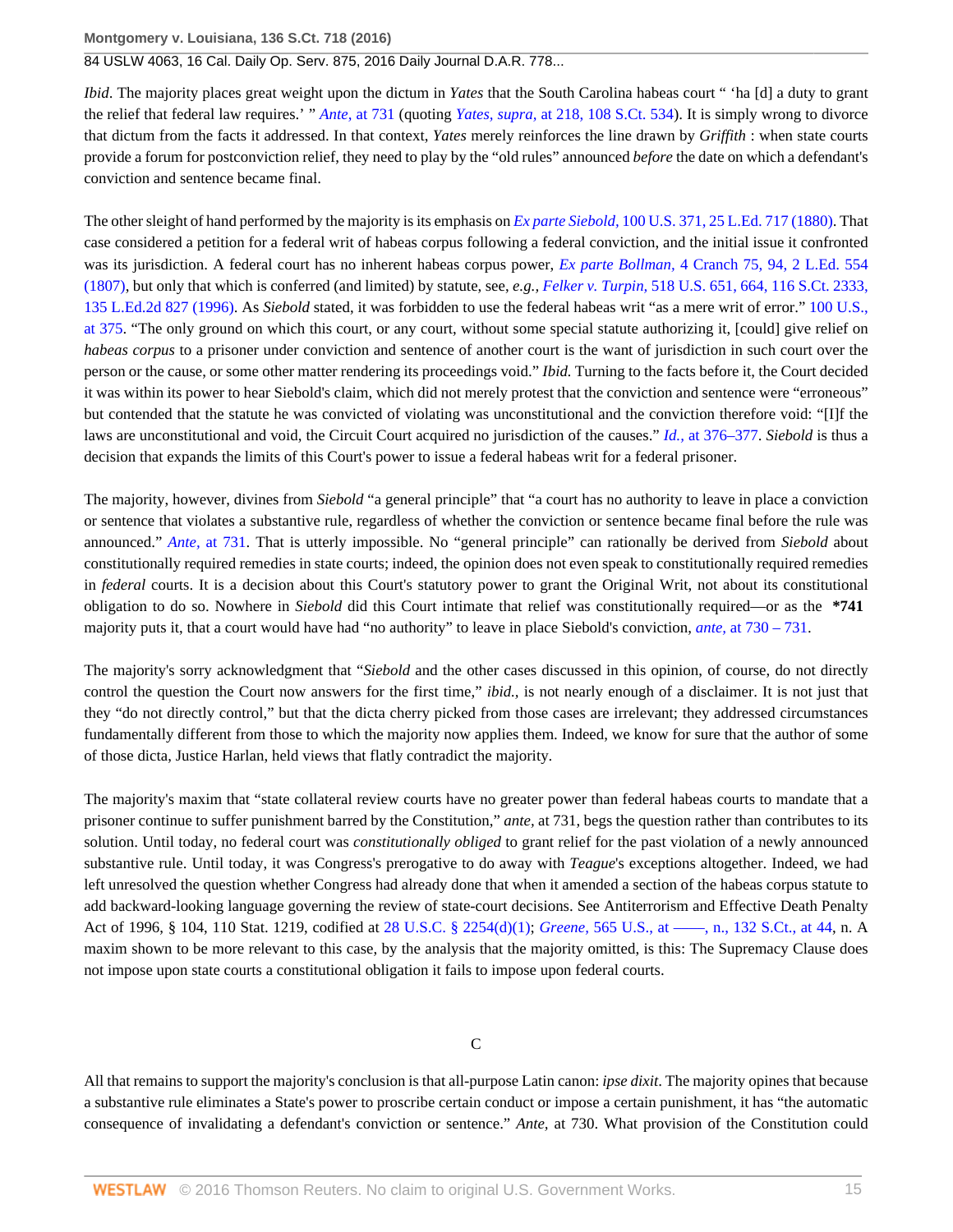*Ibid*. The majority places great weight upon the dictum in *Yates* that the South Carolina habeas court " 'ha [d] a duty to grant the relief that federal law requires.' " *Ante,* at 731 (quoting *Yates, supra,* at 218, 108 S.Ct. 534). It is simply wrong to divorce that dictum from the facts it addressed. In that context, *Yates* merely reinforces the line drawn by *Griffith* : when state courts provide a forum for postconviction relief, they need to play by the "old rules" announced *before* the date on which a defendant's conviction and sentence became final.

The other sleight of hand performed by the majority is its emphasis on *Ex parte Siebold,* 100 U.S. 371, 25 L.Ed. 717 (1880). That case considered a petition for a federal writ of habeas corpus following a federal conviction, and the initial issue it confronted was its jurisdiction. A federal court has no inherent habeas corpus power, *Ex parte Bollman,* 4 Cranch 75, 94, 2 L.Ed. 554 (1807), but only that which is conferred (and limited) by statute, see, *e.g., Felker v. Turpin,* 518 U.S. 651, 664, 116 S.Ct. 2333, 135 L.Ed.2d 827 (1996). As *Siebold* stated, it was forbidden to use the federal habeas writ "as a mere writ of error." 100 U.S., at 375. "The only ground on which this court, or any court, without some special statute authorizing it, [could] give relief on *habeas corpus* to a prisoner under conviction and sentence of another court is the want of jurisdiction in such court over the person or the cause, or some other matter rendering its proceedings void." *Ibid.* Turning to the facts before it, the Court decided it was within its power to hear Siebold's claim, which did not merely protest that the conviction and sentence were "erroneous" but contended that the statute he was convicted of violating was unconstitutional and the conviction therefore void: "[I]f the laws are unconstitutional and void, the Circuit Court acquired no jurisdiction of the causes." *Id.,* at 376–377. *Siebold* is thus a decision that expands the limits of this Court's power to issue a federal habeas writ for a federal prisoner.

The majority, however, divines from *Siebold* "a general principle" that "a court has no authority to leave in place a conviction or sentence that violates a substantive rule, regardless of whether the conviction or sentence became final before the rule was announced." *Ante,* at 731. That is utterly impossible. No "general principle" can rationally be derived from *Siebold* about constitutionally required remedies in state courts; indeed, the opinion does not even speak to constitutionally required remedies in *federal* courts. It is a decision about this Court's statutory power to grant the Original Writ, not about its constitutional obligation to do so. Nowhere in *Siebold* did this Court intimate that relief was constitutionally required—or as the **\*741** majority puts it, that a court would have had "no authority" to leave in place Siebold's conviction, *ante,* at 730 – 731.

The majority's sorry acknowledgment that "*Siebold* and the other cases discussed in this opinion, of course, do not directly control the question the Court now answers for the first time," *ibid.,* is not nearly enough of a disclaimer. It is not just that they "do not directly control," but that the dicta cherry picked from those cases are irrelevant; they addressed circumstances fundamentally different from those to which the majority now applies them. Indeed, we know for sure that the author of some of those dicta, Justice Harlan, held views that flatly contradict the majority.

The majority's maxim that "state collateral review courts have no greater power than federal habeas courts to mandate that a prisoner continue to suffer punishment barred by the Constitution," *ante,* at 731, begs the question rather than contributes to its solution. Until today, no federal court was *constitutionally obliged* to grant relief for the past violation of a newly announced substantive rule. Until today, it was Congress's prerogative to do away with *Teague*'s exceptions altogether. Indeed, we had left unresolved the question whether Congress had already done that when it amended a section of the habeas corpus statute to add backward-looking language governing the review of state-court decisions. See Antiterrorism and Effective Death Penalty Act of 1996, § 104, 110 Stat. 1219, codified at 28 U.S.C. § 2254(d)(1); *Greene,* 565 U.S., at ——, n., 132 S.Ct., at 44, n. A maxim shown to be more relevant to this case, by the analysis that the majority omitted, is this: The Supremacy Clause does not impose upon state courts a constitutional obligation it fails to impose upon federal courts.

### C

All that remains to support the majority's conclusion is that all-purpose Latin canon: *ipse dixit.* The majority opines that because a substantive rule eliminates a State's power to proscribe certain conduct or impose a certain punishment, it has "the automatic consequence of invalidating a defendant's conviction or sentence." *Ante,* at 730. What provision of the Constitution could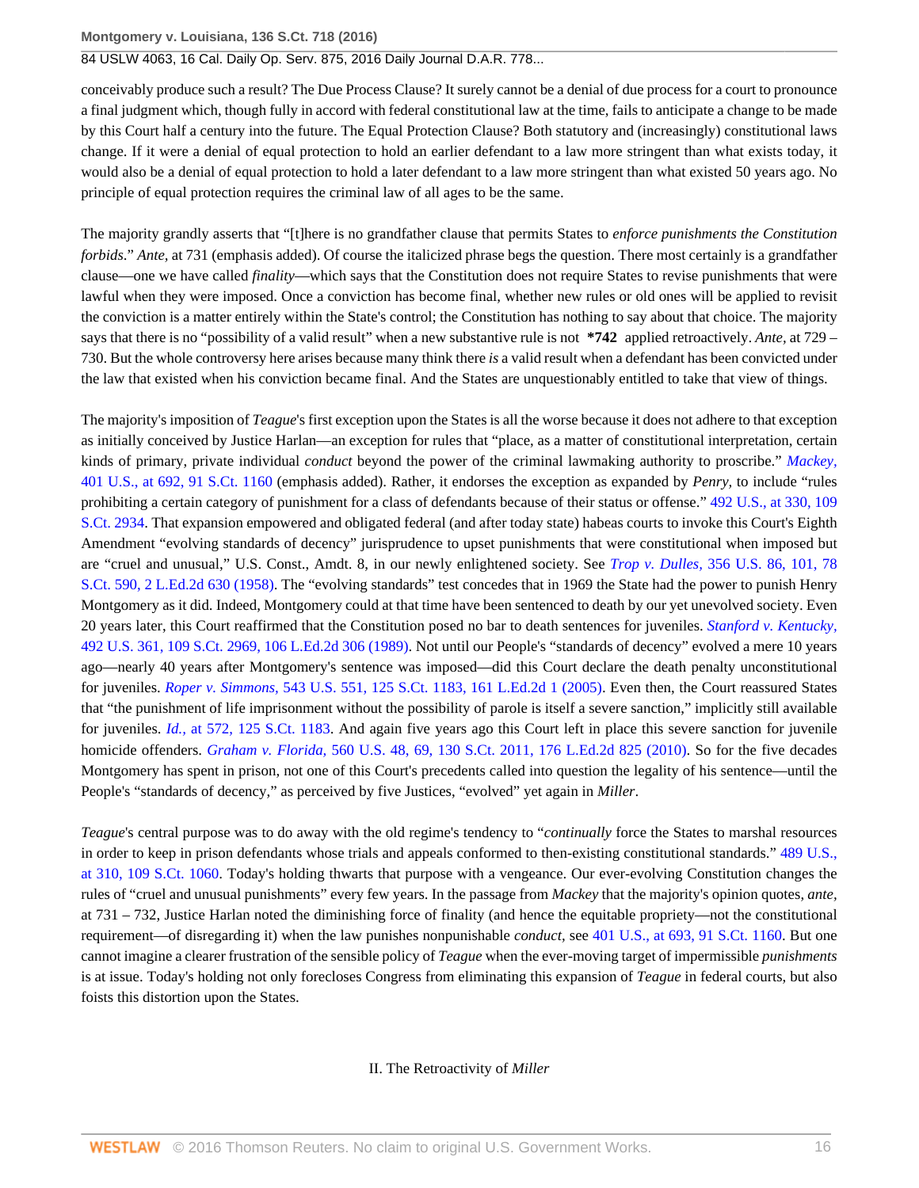conceivably produce such a result? The Due Process Clause? It surely cannot be a denial of due process for a court to pronounce a final judgment which, though fully in accord with federal constitutional law at the time, fails to anticipate a change to be made by this Court half a century into the future. The Equal Protection Clause? Both statutory and (increasingly) constitutional laws change. If it were a denial of equal protection to hold an earlier defendant to a law more stringent than what exists today, it would also be a denial of equal protection to hold a later defendant to a law more stringent than what existed 50 years ago. No principle of equal protection requires the criminal law of all ages to be the same.

The majority grandly asserts that "[t]here is no grandfather clause that permits States to *enforce punishments the Constitution forbids*." *Ante,* at 731 (emphasis added). Of course the italicized phrase begs the question. There most certainly is a grandfather clause—one we have called *finality*—which says that the Constitution does not require States to revise punishments that were lawful when they were imposed. Once a conviction has become final, whether new rules or old ones will be applied to revisit the conviction is a matter entirely within the State's control; the Constitution has nothing to say about that choice. The majority says that there is no "possibility of a valid result" when a new substantive rule is not **\*742** applied retroactively. *Ante,* at 729 – 730. But the whole controversy here arises because many think there *is* a valid result when a defendant has been convicted under the law that existed when his conviction became final. And the States are unquestionably entitled to take that view of things.

The majority's imposition of *Teague*'s first exception upon the States is all the worse because it does not adhere to that exception as initially conceived by Justice Harlan—an exception for rules that "place, as a matter of constitutional interpretation, certain kinds of primary, private individual *conduct* beyond the power of the criminal lawmaking authority to proscribe." *Mackey,* 401 U.S., at 692, 91 S.Ct. 1160 (emphasis added). Rather, it endorses the exception as expanded by *Penry,* to include "rules prohibiting a certain category of punishment for a class of defendants because of their status or offense." 492 U.S., at 330, 109 S.Ct. 2934. That expansion empowered and obligated federal (and after today state) habeas courts to invoke this Court's Eighth Amendment "evolving standards of decency" jurisprudence to upset punishments that were constitutional when imposed but are "cruel and unusual," U.S. Const., Amdt. 8, in our newly enlightened society. See *Trop v. Dulles,* 356 U.S. 86, 101, 78 S.Ct. 590, 2 L.Ed.2d 630 (1958). The "evolving standards" test concedes that in 1969 the State had the power to punish Henry Montgomery as it did. Indeed, Montgomery could at that time have been sentenced to death by our yet unevolved society. Even 20 years later, this Court reaffirmed that the Constitution posed no bar to death sentences for juveniles. *Stanford v. Kentucky,* 492 U.S. 361, 109 S.Ct. 2969, 106 L.Ed.2d 306 (1989). Not until our People's "standards of decency" evolved a mere 10 years ago—nearly 40 years after Montgomery's sentence was imposed—did this Court declare the death penalty unconstitutional for juveniles. *Roper v. Simmons,* 543 U.S. 551, 125 S.Ct. 1183, 161 L.Ed.2d 1 (2005). Even then, the Court reassured States that "the punishment of life imprisonment without the possibility of parole is itself a severe sanction," implicitly still available for juveniles. *Id.,* at 572, 125 S.Ct. 1183. And again five years ago this Court left in place this severe sanction for juvenile homicide offenders. *Graham v. Florida,* 560 U.S. 48, 69, 130 S.Ct. 2011, 176 L.Ed.2d 825 (2010). So for the five decades Montgomery has spent in prison, not one of this Court's precedents called into question the legality of his sentence—until the People's "standards of decency," as perceived by five Justices, "evolved" yet again in *Miller*.

*Teague*'s central purpose was to do away with the old regime's tendency to "*continually* force the States to marshal resources in order to keep in prison defendants whose trials and appeals conformed to then-existing constitutional standards." 489 U.S., at 310, 109 S.Ct. 1060. Today's holding thwarts that purpose with a vengeance. Our ever-evolving Constitution changes the rules of "cruel and unusual punishments" every few years. In the passage from *Mackey* that the majority's opinion quotes, *ante,* at 731 – 732, Justice Harlan noted the diminishing force of finality (and hence the equitable propriety—not the constitutional requirement—of disregarding it) when the law punishes nonpunishable *conduct,* see 401 U.S., at 693, 91 S.Ct. 1160. But one cannot imagine a clearer frustration of the sensible policy of *Teague* when the ever-moving target of impermissible *punishments* is at issue. Today's holding not only forecloses Congress from eliminating this expansion of *Teague* in federal courts, but also foists this distortion upon the States.

## II. The Retroactivity of *Miller*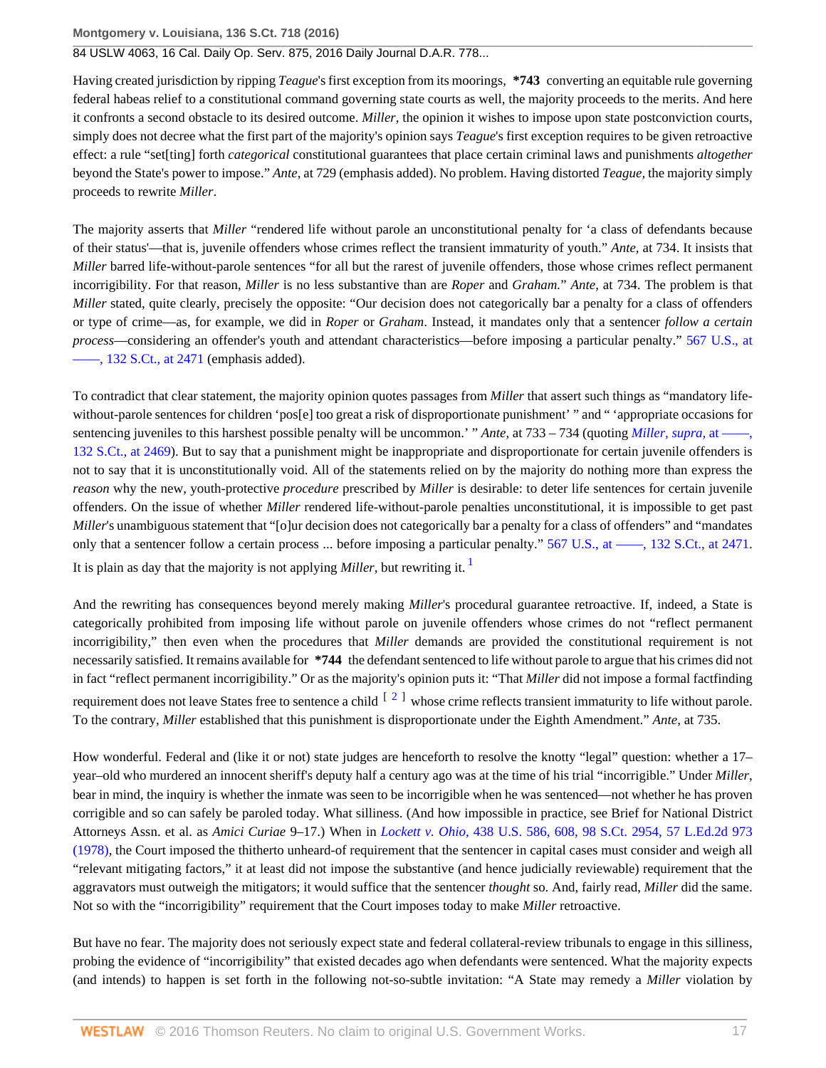Having created jurisdiction by ripping *Teague*'s first exception from its moorings, **\*743** converting an equitable rule governing federal habeas relief to a constitutional command governing state courts as well, the majority proceeds to the merits. And here it confronts a second obstacle to its desired outcome. *Miller*, the opinion it wishes to impose upon state postconviction courts, simply does not decree what the first part of the majority's opinion says *Teague*'s first exception requires to be given retroactive effect: a rule "set[ting] forth *categorical* constitutional guarantees that place certain criminal laws and punishments *altogether* beyond the State's power to impose." *Ante,* at 729 (emphasis added). No problem. Having distorted *Teague,* the majority simply proceeds to rewrite *Miller*.

The majority asserts that *Miller* "rendered life without parole an unconstitutional penalty for 'a class of defendants because of their status'—that is, juvenile offenders whose crimes reflect the transient immaturity of youth." *Ante,* at 734. It insists that *Miller* barred life-without-parole sentences "for all but the rarest of juvenile offenders, those whose crimes reflect permanent incorrigibility. For that reason, *Miller* is no less substantive than are *Roper* and *Graham.*" *Ante,* at 734. The problem is that *Miller* stated, quite clearly, precisely the opposite: "Our decision does not categorically bar a penalty for a class of offenders or type of crime—as, for example, we did in *Roper* or *Graham*. Instead, it mandates only that a sentencer *follow a certain process*—considering an offender's youth and attendant characteristics—before imposing a particular penalty." 567 U.S., at ——, 132 S.Ct., at 2471 (emphasis added).

To contradict that clear statement, the majority opinion quotes passages from *Miller* that assert such things as "mandatory life-without-parole sentences for children 'pos[e] too great a risk of disproportionate punishment' " and " 'appropriate occasions for sentencing juveniles to this harshest possible penalty will be uncommon.' " *Ante,* at 733 – 734 (quoting *Miller, supra,* at ——, 132 S.Ct., at 2469). But to say that a punishment might be inappropriate and disproportionate for certain juvenile offenders is not to say that it is unconstitutionally void. All of the statements relied on by the majority do nothing more than express the *reason* why the new, youth-protective *procedure* prescribed by *Miller* is desirable: to deter life sentences for certain juvenile offenders. On the issue of whether *Miller* rendered life-without-parole penalties unconstitutional, it is impossible to get past *Miller*'s unambiguous statement that "[o]ur decision does not categorically bar a penalty for a class of offenders" and "mandates only that a sentencer follow a certain process ... before imposing a particular penalty." 567 U.S., at ——, 132 S.Ct., at 2471. It is plain as day that the majority is not applying *Miller*, but rewriting it. [1]

And the rewriting has consequences beyond merely making *Miller*'s procedural guarantee retroactive. If, indeed, a State is categorically prohibited from imposing life without parole on juvenile offenders whose crimes do not "reflect permanent incorrigibility," then even when the procedures that *Miller* demands are provided the constitutional requirement is not necessarily satisfied. It remains available for **\*744** the defendant sentenced to life without parole to argue that his crimes did not in fact "reflect permanent incorrigibility." Or as the majority's opinion puts it: "That *Miller* did not impose a formal factfinding requirement does not leave States free to sentence a child [2] whose crime reflects transient immaturity to life without parole. To the contrary, *Miller* established that this punishment is disproportionate under the Eighth Amendment." *Ante,* at 735.

How wonderful. Federal and (like it or not) state judges are henceforth to resolve the knotty "legal" question: whether a 17–year–old who murdered an innocent sheriff's deputy half a century ago was at the time of his trial "incorrigible." Under *Miller*, bear in mind, the inquiry is whether the inmate was seen to be incorrigible when he was sentenced—not whether he has proven corrigible and so can safely be paroled today. What silliness. (And how impossible in practice, see Brief for National District Attorneys Assn. et al. as *Amici Curiae* 9–17.) When in *Lockett v. Ohio,* 438 U.S. 586, 608, 98 S.Ct. 2954, 57 L.Ed.2d 973 (1978), the Court imposed the thitherto unheard-of requirement that the sentencer in capital cases must consider and weigh all "relevant mitigating factors," it at least did not impose the substantive (and hence judicially reviewable) requirement that the aggravators must outweigh the mitigators; it would suffice that the sentencer *thought* so. And, fairly read, *Miller* did the same. Not so with the "incorrigibility" requirement that the Court imposes today to make *Miller* retroactive.

But have no fear. The majority does not seriously expect state and federal collateral-review tribunals to engage in this silliness, probing the evidence of "incorrigibility" that existed decades ago when defendants were sentenced. What the majority expects (and intends) to happen is set forth in the following not-so-subtle invitation: "A State may remedy a *Miller* violation by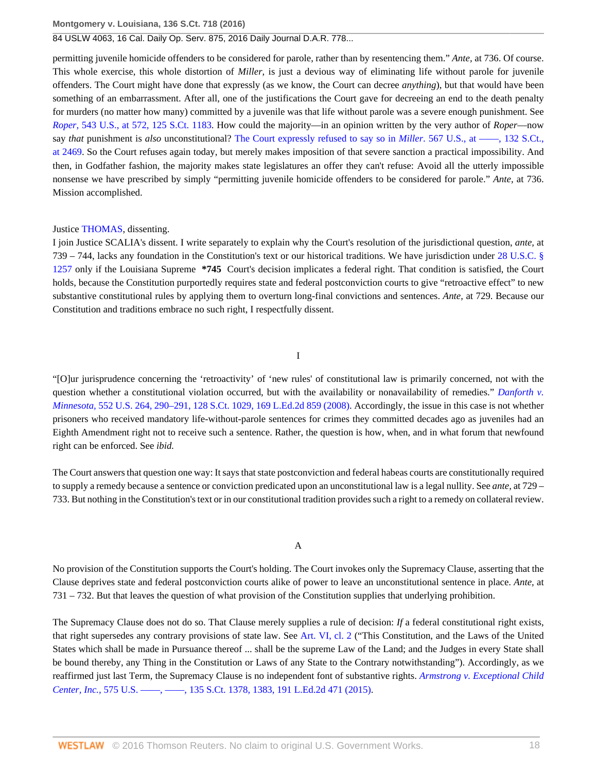permitting juvenile homicide offenders to be considered for parole, rather than by resentencing them." *Ante,* at 736. Of course. This whole exercise, this whole distortion of *Miller,* is just a devious way of eliminating life without parole for juvenile offenders. The Court might have done that expressly (as we know, the Court can decree *anything*), but that would have been something of an embarrassment. After all, one of the justifications the Court gave for decreeing an end to the death penalty for murders (no matter how many) committed by a juvenile was that life without parole was a severe enough punishment. See *Roper,* 543 U.S., at 572, 125 S.Ct. 1183. How could the majority—in an opinion written by the very author of *Roper*—now say *that* punishment is *also* unconstitutional? The Court expressly refused to say so in *Miller.* 567 U.S., at ––––, 132 S.Ct., at 2469. So the Court refuses again today, but merely makes imposition of that severe sanction a practical impossibility. And then, in Godfather fashion, the majority makes state legislatures an offer they can't refuse: Avoid all the utterly impossible nonsense we have prescribed by simply "permitting juvenile homicide offenders to be considered for parole." *Ante,* at 736. Mission accomplished.

Justice THOMAS, dissenting.

I join Justice SCALIA's dissent. I write separately to explain why the Court's resolution of the jurisdictional question, *ante,* at 739 – 744, lacks any foundation in the Constitution's text or our historical traditions. We have jurisdiction under 28 U.S.C. § 1257 only if the Louisiana Supreme **\*745** Court's decision implicates a federal right. That condition is satisfied, the Court holds, because the Constitution purportedly requires state and federal postconviction courts to give "retroactive effect" to new substantive constitutional rules by applying them to overturn long-final convictions and sentences. *Ante,* at 729. Because our Constitution and traditions embrace no such right, I respectfully dissent.

## I

"[O]ur jurisprudence concerning the 'retroactivity' of 'new rules' of constitutional law is primarily concerned, not with the question whether a constitutional violation occurred, but with the availability or nonavailability of remedies." *Danforth v. Minnesota,* 552 U.S. 264, 290–291, 128 S.Ct. 1029, 169 L.Ed.2d 859 (2008). Accordingly, the issue in this case is not whether prisoners who received mandatory life-without-parole sentences for crimes they committed decades ago as juveniles had an Eighth Amendment right not to receive such a sentence. Rather, the question is how, when, and in what forum that newfound right can be enforced. See *ibid.*

The Court answers that question one way: It says that state postconviction and federal habeas courts are constitutionally required to supply a remedy because a sentence or conviction predicated upon an unconstitutional law is a legal nullity. See *ante,* at 729 – 733. But nothing in the Constitution's text or in our constitutional tradition provides such a right to a remedy on collateral review.

### A

No provision of the Constitution supports the Court's holding. The Court invokes only the Supremacy Clause, asserting that the Clause deprives state and federal postconviction courts alike of power to leave an unconstitutional sentence in place. *Ante,* at 731 – 732. But that leaves the question of what provision of the Constitution supplies that underlying prohibition.

The Supremacy Clause does not do so. That Clause merely supplies a rule of decision: *If* a federal constitutional right exists, that right supersedes any contrary provisions of state law. See Art. VI, cl. 2 ("This Constitution, and the Laws of the United States which shall be made in Pursuance thereof ... shall be the supreme Law of the Land; and the Judges in every State shall be bound thereby, any Thing in the Constitution or Laws of any State to the Contrary notwithstanding"). Accordingly, as we reaffirmed just last Term, the Supremacy Clause is no independent font of substantive rights. *Armstrong v. Exceptional Child Center, Inc.,* 575 U.S. ––––, ––––, 135 S.Ct. 1378, 1383, 191 L.Ed.2d 471 (2015).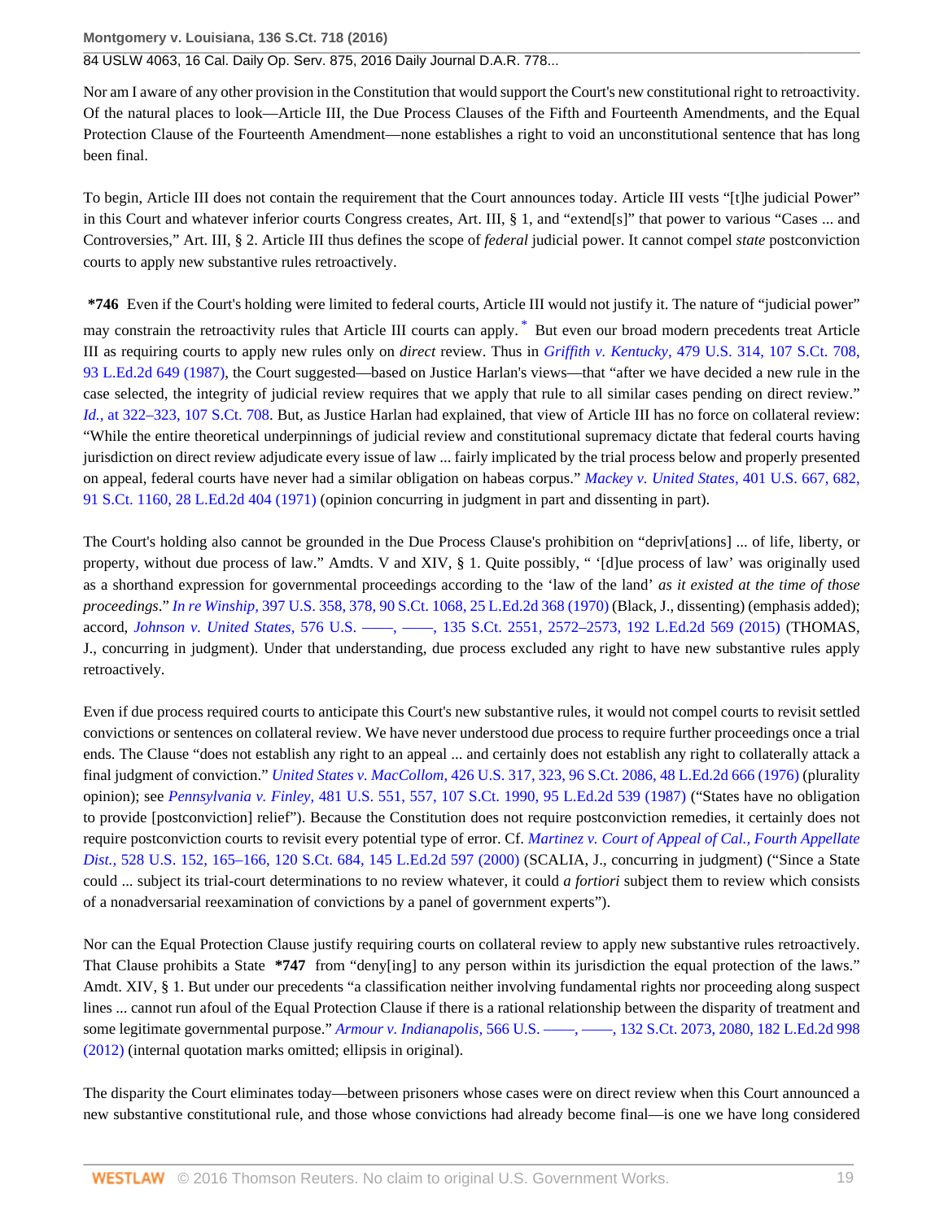Nor am I aware of any other provision in the Constitution that would support the Court's new constitutional right to retroactivity. Of the natural places to look—Article III, the Due Process Clauses of the Fifth and Fourteenth Amendments, and the Equal Protection Clause of the Fourteenth Amendment—none establishes a right to void an unconstitutional sentence that has long been final.

To begin, Article III does not contain the requirement that the Court announces today. Article III vests "[t]he judicial Power" in this Court and whatever inferior courts Congress creates, Art. III, § 1, and "extend[s]" that power to various "Cases ... and Controversies," Art. III, § 2. Article III thus defines the scope of *federal* judicial power. It cannot compel *state* postconviction courts to apply new substantive rules retroactively.

**\*746** Even if the Court's holding were limited to federal courts, Article III would not justify it. The nature of "judicial power" may constrain the retroactivity rules that Article III courts can apply. * But even our broad modern precedents treat Article III as requiring courts to apply new rules only on *direct* review. Thus in *Griffith v. Kentucky,* 479 U.S. 314, 107 S.Ct. 708, 93 L.Ed.2d 649 (1987), the Court suggested—based on Justice Harlan's views—that "after we have decided a new rule in the case selected, the integrity of judicial review requires that we apply that rule to all similar cases pending on direct review." *Id.,* at 322–323, 107 S.Ct. 708. But, as Justice Harlan had explained, that view of Article III has no force on collateral review: "While the entire theoretical underpinnings of judicial review and constitutional supremacy dictate that federal courts having jurisdiction on direct review adjudicate every issue of law ... fairly implicated by the trial process below and properly presented on appeal, federal courts have never had a similar obligation on habeas corpus." *Mackey v. United States,* 401 U.S. 667, 682, 91 S.Ct. 1160, 28 L.Ed.2d 404 (1971) (opinion concurring in judgment in part and dissenting in part).

The Court's holding also cannot be grounded in the Due Process Clause's prohibition on "depriv[ations] ... of life, liberty, or property, without due process of law." Amdts. V and XIV, § 1. Quite possibly, " '[d]ue process of law' was originally used as a shorthand expression for governmental proceedings according to the 'law of the land' *as it existed at the time of those proceedings*." *In re Winship,* 397 U.S. 358, 378, 90 S.Ct. 1068, 25 L.Ed.2d 368 (1970) (Black, J., dissenting) (emphasis added); accord, *Johnson v. United States,* 576 U.S. ––––, ––––, 135 S.Ct. 2551, 2572–2573, 192 L.Ed.2d 569 (2015) (THOMAS, J., concurring in judgment). Under that understanding, due process excluded any right to have new substantive rules apply retroactively.

Even if due process required courts to anticipate this Court's new substantive rules, it would not compel courts to revisit settled convictions or sentences on collateral review. We have never understood due process to require further proceedings once a trial ends. The Clause "does not establish any right to an appeal ... and certainly does not establish any right to collaterally attack a final judgment of conviction." *United States v. MacCollom,* 426 U.S. 317, 323, 96 S.Ct. 2086, 48 L.Ed.2d 666 (1976) (plurality opinion); see *Pennsylvania v. Finley,* 481 U.S. 551, 557, 107 S.Ct. 1990, 95 L.Ed.2d 539 (1987) ("States have no obligation to provide [postconviction] relief"). Because the Constitution does not require postconviction remedies, it certainly does not require postconviction courts to revisit every potential type of error. Cf. *Martinez v. Court of Appeal of Cal., Fourth Appellate Dist.,* 528 U.S. 152, 165–166, 120 S.Ct. 684, 145 L.Ed.2d 597 (2000) (SCALIA, J., concurring in judgment) ("Since a State could ... subject its trial-court determinations to no review whatever, it could *a fortiori* subject them to review which consists of a nonadversarial reexamination of convictions by a panel of government experts").

Nor can the Equal Protection Clause justify requiring courts on collateral review to apply new substantive rules retroactively. That Clause prohibits a State **\*747** from "deny[ing] to any person within its jurisdiction the equal protection of the laws." Amdt. XIV, § 1. But under our precedents "a classification neither involving fundamental rights nor proceeding along suspect lines ... cannot run afoul of the Equal Protection Clause if there is a rational relationship between the disparity of treatment and some legitimate governmental purpose." *Armour v. Indianapolis,* 566 U.S. ––––, ––––, 132 S.Ct. 2073, 2080, 182 L.Ed.2d 998 (2012) (internal quotation marks omitted; ellipsis in original).

The disparity the Court eliminates today—between prisoners whose cases were on direct review when this Court announced a new substantive constitutional rule, and those whose convictions had already become final—is one we have long considered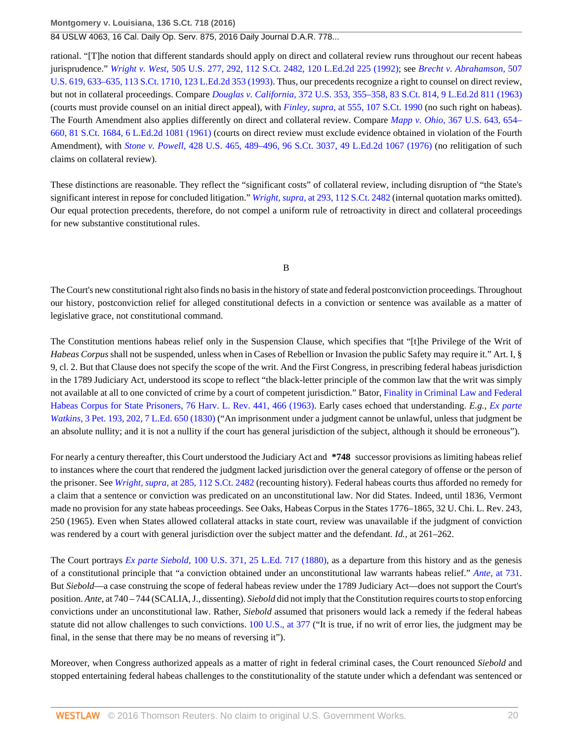rational. "[T]he notion that different standards should apply on direct and collateral review runs throughout our recent habeas jurisprudence." *Wright v. West,* 505 U.S. 277, 292, 112 S.Ct. 2482, 120 L.Ed.2d 225 (1992); see *Brecht v. Abrahamson,* 507 U.S. 619, 633–635, 113 S.Ct. 1710, 123 L.Ed.2d 353 (1993). Thus, our precedents recognize a right to counsel on direct review, but not in collateral proceedings. Compare *Douglas v. California,* 372 U.S. 353, 355–358, 83 S.Ct. 814, 9 L.Ed.2d 811 (1963) (courts must provide counsel on an initial direct appeal), with *Finley, supra,* at 555, 107 S.Ct. 1990 (no such right on habeas). The Fourth Amendment also applies differently on direct and collateral review. Compare *Mapp v. Ohio,* 367 U.S. 643, 654–660, 81 S.Ct. 1684, 6 L.Ed.2d 1081 (1961) (courts on direct review must exclude evidence obtained in violation of the Fourth Amendment), with *Stone v. Powell,* 428 U.S. 465, 489–496, 96 S.Ct. 3037, 49 L.Ed.2d 1067 (1976) (no relitigation of such claims on collateral review).

These distinctions are reasonable. They reflect the "significant costs" of collateral review, including disruption of "the State's significant interest in repose for concluded litigation." *Wright, supra,* at 293, 112 S.Ct. 2482 (internal quotation marks omitted). Our equal protection precedents, therefore, do not compel a uniform rule of retroactivity in direct and collateral proceedings for new substantive constitutional rules.

## B

The Court's new constitutional right also finds no basis in the history of state and federal postconviction proceedings. Throughout our history, postconviction relief for alleged constitutional defects in a conviction or sentence was available as a matter of legislative grace, not constitutional command.

The Constitution mentions habeas relief only in the Suspension Clause, which specifies that "[t]he Privilege of the Writ of *Habeas Corpus* shall not be suspended, unless when in Cases of Rebellion or Invasion the public Safety may require it." Art. I, § 9, cl. 2. But that Clause does not specify the scope of the writ. And the First Congress, in prescribing federal habeas jurisdiction in the 1789 Judiciary Act, understood its scope to reflect "the black-letter principle of the common law that the writ was simply not available at all to one convicted of crime by a court of competent jurisdiction." Bator, Finality in Criminal Law and Federal Habeas Corpus for State Prisoners, 76 Harv. L. Rev. 441, 466 (1963). Early cases echoed that understanding. *E.g., Ex parte Watkins,* 3 Pet. 193, 202, 7 L.Ed. 650 (1830) ("An imprisonment under a judgment cannot be unlawful, unless that judgment be an absolute nullity; and it is not a nullity if the court has general jurisdiction of the subject, although it should be erroneous").

For nearly a century thereafter, this Court understood the Judiciary Act and **\*748** successor provisions as limiting habeas relief to instances where the court that rendered the judgment lacked jurisdiction over the general category of offense or the person of the prisoner. See *Wright, supra,* at 285, 112 S.Ct. 2482 (recounting history). Federal habeas courts thus afforded no remedy for a claim that a sentence or conviction was predicated on an unconstitutional law. Nor did States. Indeed, until 1836, Vermont made no provision for any state habeas proceedings. See Oaks, Habeas Corpus in the States 1776–1865, 32 U. Chi. L. Rev. 243, 250 (1965). Even when States allowed collateral attacks in state court, review was unavailable if the judgment of conviction was rendered by a court with general jurisdiction over the subject matter and the defendant. *Id.,* at 261–262.

The Court portrays *Ex parte Siebold,* 100 U.S. 371, 25 L.Ed. 717 (1880), as a departure from this history and as the genesis of a constitutional principle that "a conviction obtained under an unconstitutional law warrants habeas relief." *Ante,* at 731. But *Siebold*—a case construing the scope of federal habeas review under the 1789 Judiciary Act—does not support the Court's position. *Ante,* at 740 – 744 (SCALIA, J., dissenting). *Siebold* did not imply that the Constitution requires courts to stop enforcing convictions under an unconstitutional law. Rather, *Siebold* assumed that prisoners would lack a remedy if the federal habeas statute did not allow challenges to such convictions. 100 U.S., at 377 ("It is true, if no writ of error lies, the judgment may be final, in the sense that there may be no means of reversing it").

Moreover, when Congress authorized appeals as a matter of right in federal criminal cases, the Court renounced *Siebold* and stopped entertaining federal habeas challenges to the constitutionality of the statute under which a defendant was sentenced or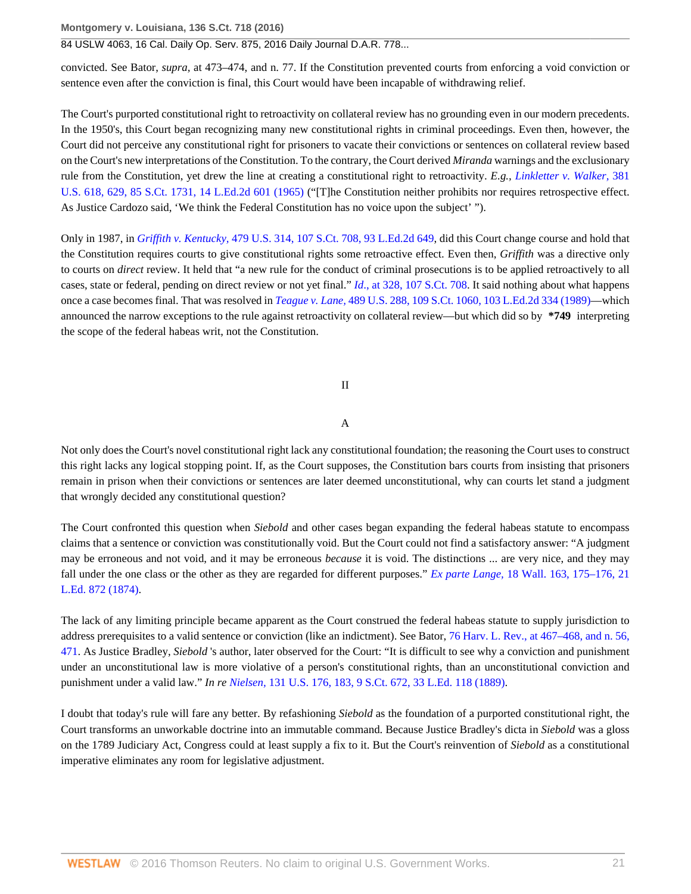convicted. See Bator, *supra,* at 473–474, and n. 77. If the Constitution prevented courts from enforcing a void conviction or sentence even after the conviction is final, this Court would have been incapable of withdrawing relief.

The Court's purported constitutional right to retroactivity on collateral review has no grounding even in our modern precedents. In the 1950's, this Court began recognizing many new constitutional rights in criminal proceedings. Even then, however, the Court did not perceive any constitutional right for prisoners to vacate their convictions or sentences on collateral review based on the Court's new interpretations of the Constitution. To the contrary, the Court derived *Miranda* warnings and the exclusionary rule from the Constitution, yet drew the line at creating a constitutional right to retroactivity. *E.g., Linkletter v. Walker,* 381 U.S. 618, 629, 85 S.Ct. 1731, 14 L.Ed.2d 601 (1965) ("[T]he Constitution neither prohibits nor requires retrospective effect. As Justice Cardozo said, 'We think the Federal Constitution has no voice upon the subject' ").

Only in 1987, in *Griffith v. Kentucky,* 479 U.S. 314, 107 S.Ct. 708, 93 L.Ed.2d 649, did this Court change course and hold that the Constitution requires courts to give constitutional rights some retroactive effect. Even then, *Griffith* was a directive only to courts on *direct* review. It held that "a new rule for the conduct of criminal prosecutions is to be applied retroactively to all cases, state or federal, pending on direct review or not yet final." *Id.,* at 328, 107 S.Ct. 708. It said nothing about what happens once a case becomes final. That was resolved in *Teague v. Lane,* 489 U.S. 288, 109 S.Ct. 1060, 103 L.Ed.2d 334 (1989)—which announced the narrow exceptions to the rule against retroactivity on collateral review—but which did so by **\*749** interpreting the scope of the federal habeas writ, not the Constitution.

## II

### A

Not only does the Court's novel constitutional right lack any constitutional foundation; the reasoning the Court uses to construct this right lacks any logical stopping point. If, as the Court supposes, the Constitution bars courts from insisting that prisoners remain in prison when their convictions or sentences are later deemed unconstitutional, why can courts let stand a judgment that wrongly decided any constitutional question?

The Court confronted this question when *Siebold* and other cases began expanding the federal habeas statute to encompass claims that a sentence or conviction was constitutionally void. But the Court could not find a satisfactory answer: "A judgment may be erroneous and not void, and it may be erroneous *because* it is void. The distinctions ... are very nice, and they may fall under the one class or the other as they are regarded for different purposes." *Ex parte Lange,* 18 Wall. 163, 175–176, 21 L.Ed. 872 (1874).

The lack of any limiting principle became apparent as the Court construed the federal habeas statute to supply jurisdiction to address prerequisites to a valid sentence or conviction (like an indictment). See Bator, 76 Harv. L. Rev., at 467–468, and n. 56, 471. As Justice Bradley, *Siebold* 's author, later observed for the Court: "It is difficult to see why a conviction and punishment under an unconstitutional law is more violative of a person's constitutional rights, than an unconstitutional conviction and punishment under a valid law." *In re Nielsen,* 131 U.S. 176, 183, 9 S.Ct. 672, 33 L.Ed. 118 (1889).

I doubt that today's rule will fare any better. By refashioning *Siebold* as the foundation of a purported constitutional right, the Court transforms an unworkable doctrine into an immutable command. Because Justice Bradley's dicta in *Siebold* was a gloss on the 1789 Judiciary Act, Congress could at least supply a fix to it. But the Court's reinvention of *Siebold* as a constitutional imperative eliminates any room for legislative adjustment.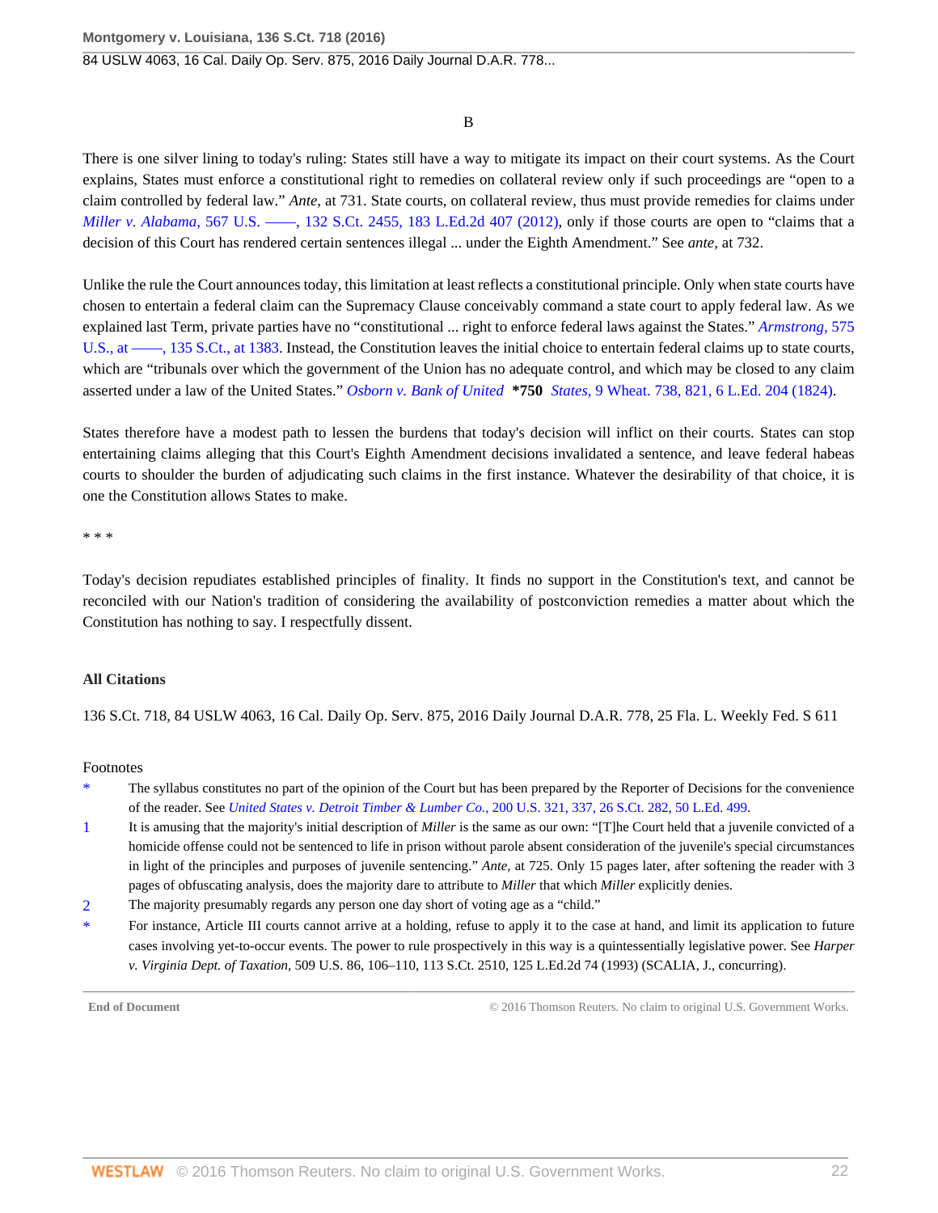B

There is one silver lining to today's ruling: States still have a way to mitigate its impact on their court systems. As the Court explains, States must enforce a constitutional right to remedies on collateral review only if such proceedings are "open to a claim controlled by federal law." *Ante,* at 731. State courts, on collateral review, thus must provide remedies for claims under *Miller v. Alabama,* 567 U.S. ––––, 132 S.Ct. 2455, 183 L.Ed.2d 407 (2012), only if those courts are open to "claims that a decision of this Court has rendered certain sentences illegal ... under the Eighth Amendment." See *ante,* at 732.

Unlike the rule the Court announces today, this limitation at least reflects a constitutional principle. Only when state courts have chosen to entertain a federal claim can the Supremacy Clause conceivably command a state court to apply federal law. As we explained last Term, private parties have no "constitutional ... right to enforce federal laws against the States." *Armstrong,* 575 U.S., at ––––, 135 S.Ct., at 1383. Instead, the Constitution leaves the initial choice to entertain federal claims up to state courts, which are "tribunals over which the government of the Union has no adequate control, and which may be closed to any claim asserted under a law of the United States." *Osborn v. Bank of United* **\*750** *States,* 9 Wheat. 738, 821, 6 L.Ed. 204 (1824).

States therefore have a modest path to lessen the burdens that today's decision will inflict on their courts. States can stop entertaining claims alleging that this Court's Eighth Amendment decisions invalidated a sentence, and leave federal habeas courts to shoulder the burden of adjudicating such claims in the first instance. Whatever the desirability of that choice, it is one the Constitution allows States to make.

\* \* \*

Today's decision repudiates established principles of finality. It finds no support in the Constitution's text, and cannot be reconciled with our Nation's tradition of considering the availability of postconviction remedies a matter about which the Constitution has nothing to say. I respectfully dissent.

**All Citations**

136 S.Ct. 718, 84 USLW 4063, 16 Cal. Daily Op. Serv. 875, 2016 Daily Journal D.A.R. 778, 25 Fla. L. Weekly Fed. S 611

Footnotes

\* The syllabus constitutes no part of the opinion of the Court but has been prepared by the Reporter of Decisions for the convenience of the reader. See *United States v. Detroit Timber & Lumber Co.,* 200 U.S. 321, 337, 26 S.Ct. 282, 50 L.Ed. 499.

1 It is amusing that the majority's initial description of *Miller* is the same as our own: "[T]he Court held that a juvenile convicted of a homicide offense could not be sentenced to life in prison without parole absent consideration of the juvenile's special circumstances in light of the principles and purposes of juvenile sentencing." *Ante,* at 725. Only 15 pages later, after softening the reader with 3 pages of obfuscating analysis, does the majority dare to attribute to *Miller* that which *Miller* explicitly denies.

2 The majority presumably regards any person one day short of voting age as a "child."

\* For instance, Article III courts cannot arrive at a holding, refuse to apply it to the case at hand, and limit its application to future cases involving yet-to-occur events. The power to rule prospectively in this way is a quintessentially legislative power. See *Harper v. Virginia Dept. of Taxation,* 509 U.S. 86, 106–110, 113 S.Ct. 2510, 125 L.Ed.2d 74 (1993) (SCALIA, J., concurring).

End of Document © 2016 Thomson Reuters. No claim to original U.S. Government Works.